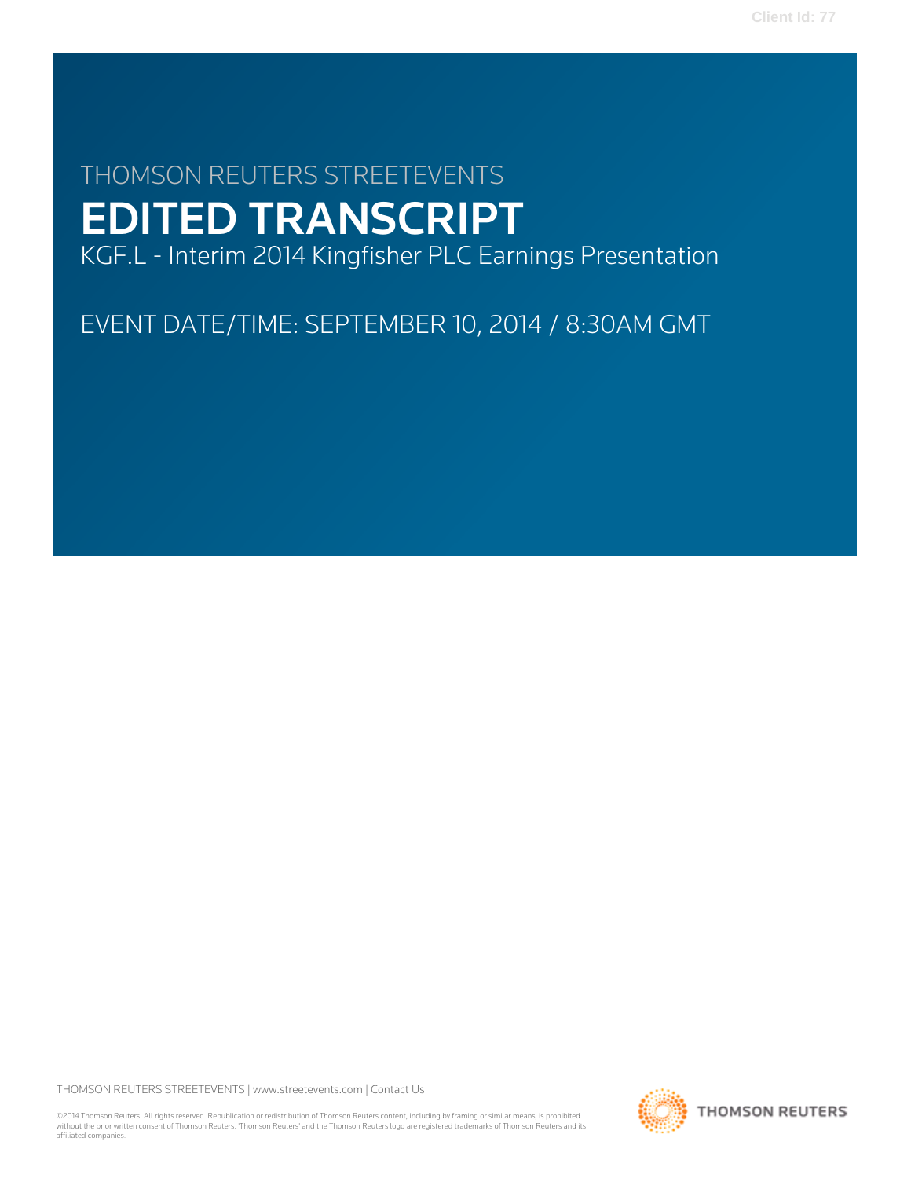THOMSON REUTERS STREETEVENTS

# EDITED TRANSCRIPT

KGF.L - Interim 2014 Kingfisher PLC Earnings Presentation

EVENT DATE/TIME: SEPTEMBER 10, 2014 / 8:30AM GMT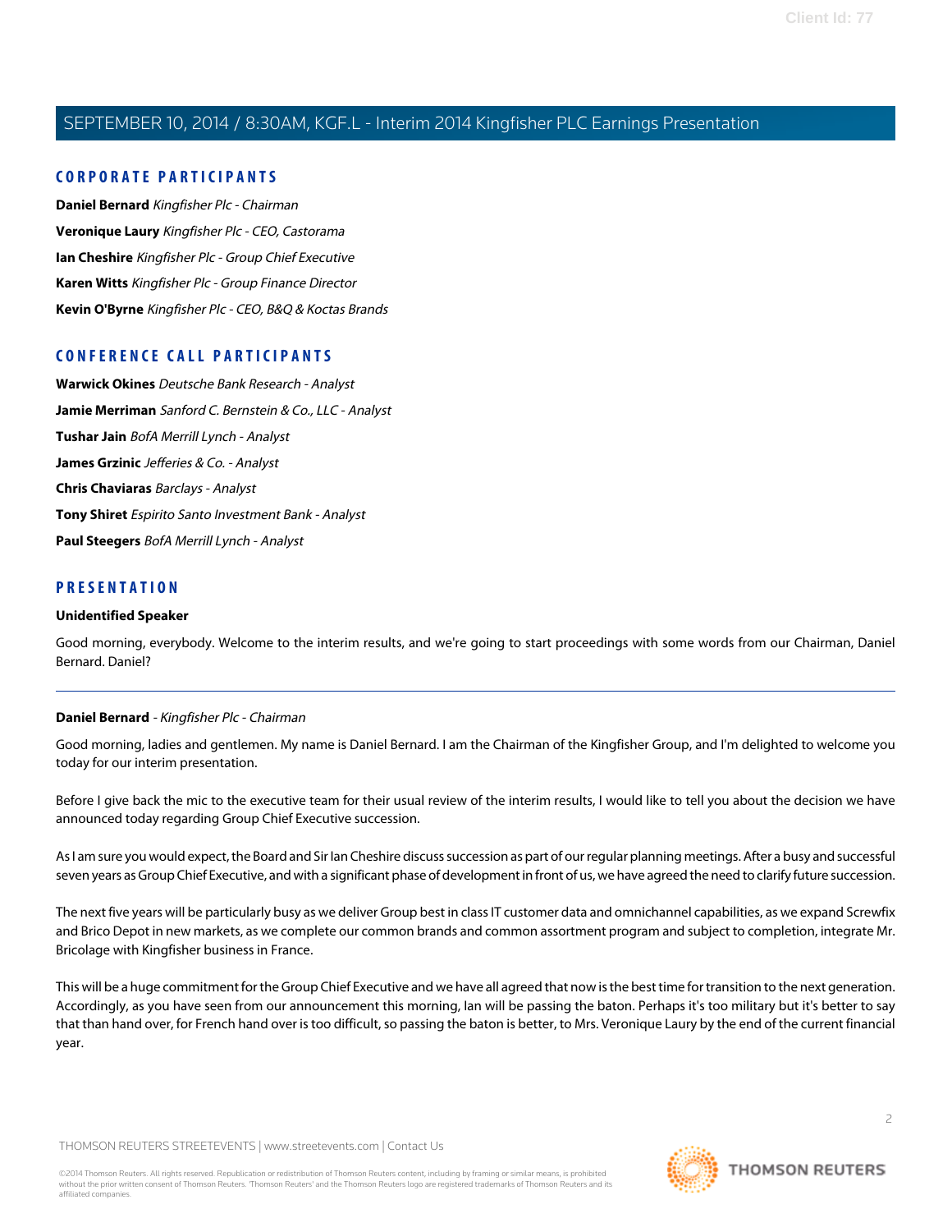## CORPORATE PARTICIPANTS

**Daniel Bernard** *Kingfisher Plc - Chairman*

**Veronique Laury** *Kingfisher Plc - CEO, Castorama*

**Ian Cheshire** *Kingfisher Plc - Group Chief Executive*

**Karen Witts** *Kingfisher Plc - Group Finance Director*

**Kevin O'Byrne** *Kingfisher Plc - CEO, B&Q & Koctas Brands*

## CONFERENCE CALL PARTICIPANTS

**Warwick Okines** *Deutsche Bank Research - Analyst*

**Jamie Merriman** *Sanford C. Bernstein & Co., LLC - Analyst*

**Tushar Jain** *BofA Merrill Lynch - Analyst*

**James Grzinic** *Jefferies & Co. - Analyst*

**Chris Chaviaras** *Barclays - Analyst*

**Tony Shiret** *Espirito Santo Investment Bank - Analyst*

**Paul Steegers** *BofA Merrill Lynch - Analyst*

## PRESENTATION

**Unidentified Speaker**

Good morning, everybody. Welcome to the interim results, and we're going to start proceedings with some words from our Chairman, Daniel Bernard. Daniel?

---

**Daniel Bernard** - *Kingfisher Plc - Chairman*

Good morning, ladies and gentlemen. My name is Daniel Bernard. I am the Chairman of the Kingfisher Group, and I'm delighted to welcome you today for our interim presentation.

Before I give back the mic to the executive team for their usual review of the interim results, I would like to tell you about the decision we have announced today regarding Group Chief Executive succession.

As I am sure you would expect, the Board and Sir Ian Cheshire discuss succession as part of our regular planning meetings. After a busy and successful seven years as Group Chief Executive, and with a significant phase of development in front of us, we have agreed the need to clarify future succession.

The next five years will be particularly busy as we deliver Group best in class IT customer data and omnichannel capabilities, as we expand Screwfix and Brico Depot in new markets, as we complete our common brands and common assortment program and subject to completion, integrate Mr. Bricolage with Kingfisher business in France.

This will be a huge commitment for the Group Chief Executive and we have all agreed that now is the best time for transition to the next generation. Accordingly, as you have seen from our announcement this morning, Ian will be passing the baton. Perhaps it's too military but it's better to say that than hand over, for French hand over is too difficult, so passing the baton is better, to Mrs. Veronique Laury by the end of the current financial year.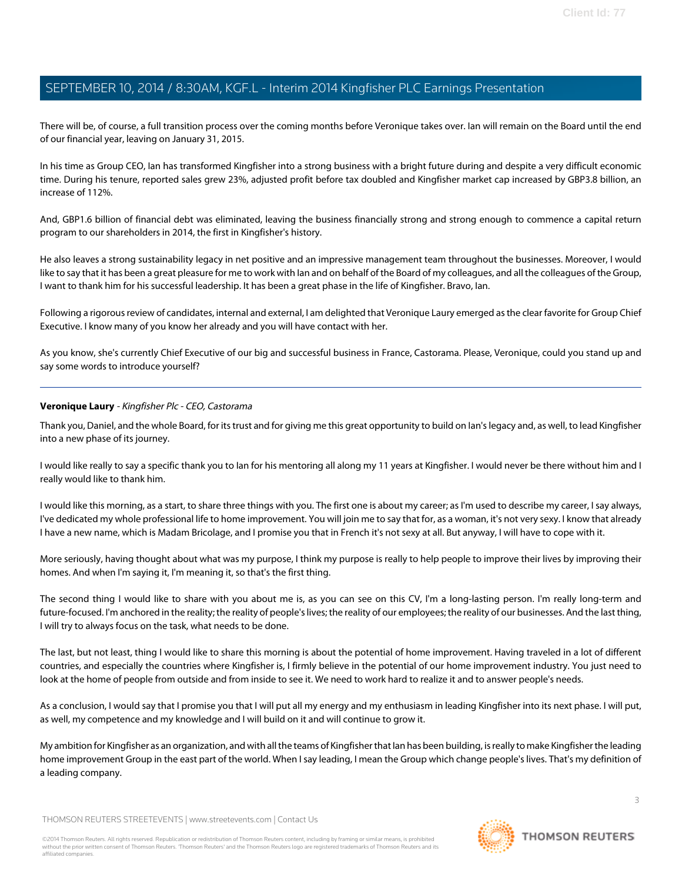There will be, of course, a full transition process over the coming months before Veronique takes over. Ian will remain on the Board until the end of our financial year, leaving on January 31, 2015.

In his time as Group CEO, Ian has transformed Kingfisher into a strong business with a bright future during and despite a very difficult economic time. During his tenure, reported sales grew 23%, adjusted profit before tax doubled and Kingfisher market cap increased by GBP3.8 billion, an increase of 112%.

And, GBP1.6 billion of financial debt was eliminated, leaving the business financially strong and strong enough to commence a capital return program to our shareholders in 2014, the first in Kingfisher's history.

He also leaves a strong sustainability legacy in net positive and an impressive management team throughout the businesses. Moreover, I would like to say that it has been a great pleasure for me to work with Ian and on behalf of the Board of my colleagues, and all the colleagues of the Group, I want to thank him for his successful leadership. It has been a great phase in the life of Kingfisher. Bravo, Ian.

Following a rigorous review of candidates, internal and external, I am delighted that Veronique Laury emerged as the clear favorite for Group Chief Executive. I know many of you know her already and you will have contact with her.

As you know, she's currently Chief Executive of our big and successful business in France, Castorama. Please, Veronique, could you stand up and say some words to introduce yourself?

---

**Veronique Laury** - *Kingfisher Plc - CEO, Castorama*

Thank you, Daniel, and the whole Board, for its trust and for giving me this great opportunity to build on Ian's legacy and, as well, to lead Kingfisher into a new phase of its journey.

I would like really to say a specific thank you to Ian for his mentoring all along my 11 years at Kingfisher. I would never be there without him and I really would like to thank him.

I would like this morning, as a start, to share three things with you. The first one is about my career; as I'm used to describe my career, I say always, I've dedicated my whole professional life to home improvement. You will join me to say that for, as a woman, it's not very sexy. I know that already I have a new name, which is Madam Bricolage, and I promise you that in French it's not sexy at all. But anyway, I will have to cope with it.

More seriously, having thought about what was my purpose, I think my purpose is really to help people to improve their lives by improving their homes. And when I'm saying it, I'm meaning it, so that's the first thing.

The second thing I would like to share with you about me is, as you can see on this CV, I'm a long-lasting person. I'm really long-term and future-focused. I'm anchored in the reality; the reality of people's lives; the reality of our employees; the reality of our businesses. And the last thing, I will try to always focus on the task, what needs to be done.

The last, but not least, thing I would like to share this morning is about the potential of home improvement. Having traveled in a lot of different countries, and especially the countries where Kingfisher is, I firmly believe in the potential of our home improvement industry. You just need to look at the home of people from outside and from inside to see it. We need to work hard to realize it and to answer people's needs.

As a conclusion, I would say that I promise you that I will put all my energy and my enthusiasm in leading Kingfisher into its next phase. I will put, as well, my competence and my knowledge and I will build on it and will continue to grow it.

My ambition for Kingfisher as an organization, and with all the teams of Kingfisher that Ian has been building, is really to make Kingfisher the leading home improvement Group in the east part of the world. When I say leading, I mean the Group which change people's lives. That's my definition of a leading company.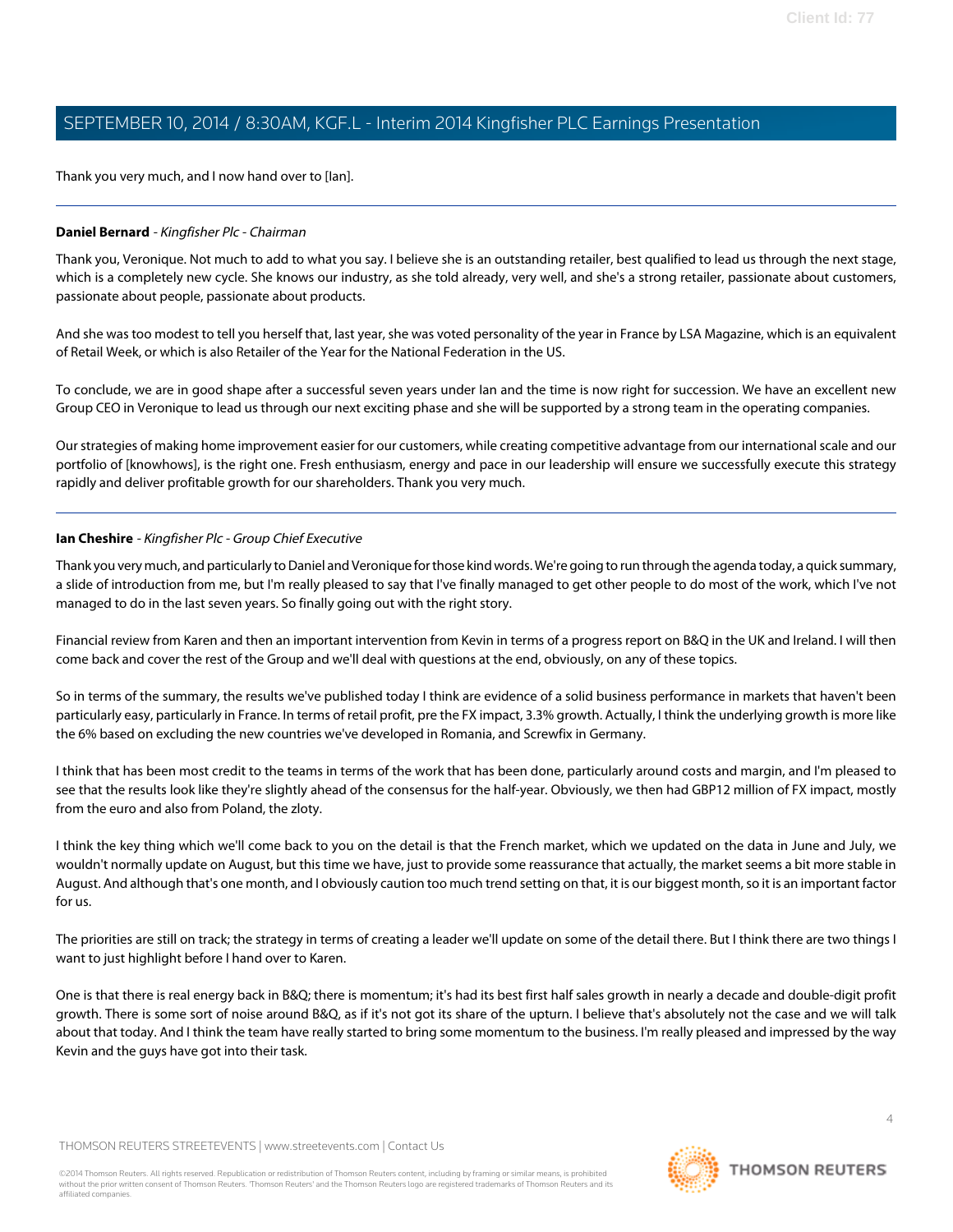Thank you very much, and I now hand over to [Ian].

---

**Daniel Bernard** - *Kingfisher Plc - Chairman*

Thank you, Veronique. Not much to add to what you say. I believe she is an outstanding retailer, best qualified to lead us through the next stage, which is a completely new cycle. She knows our industry, as she told already, very well, and she's a strong retailer, passionate about customers, passionate about people, passionate about products.

And she was too modest to tell you herself that, last year, she was voted personality of the year in France by LSA Magazine, which is an equivalent of Retail Week, or which is also Retailer of the Year for the National Federation in the US.

To conclude, we are in good shape after a successful seven years under Ian and the time is now right for succession. We have an excellent new Group CEO in Veronique to lead us through our next exciting phase and she will be supported by a strong team in the operating companies.

Our strategies of making home improvement easier for our customers, while creating competitive advantage from our international scale and our portfolio of [knowhows], is the right one. Fresh enthusiasm, energy and pace in our leadership will ensure we successfully execute this strategy rapidly and deliver profitable growth for our shareholders. Thank you very much.

---

**Ian Cheshire** - *Kingfisher Plc - Group Chief Executive*

Thank you very much, and particularly to Daniel and Veronique for those kind words. We're going to run through the agenda today, a quick summary, a slide of introduction from me, but I'm really pleased to say that I've finally managed to get other people to do most of the work, which I've not managed to do in the last seven years. So finally going out with the right story.

Financial review from Karen and then an important intervention from Kevin in terms of a progress report on B&Q in the UK and Ireland. I will then come back and cover the rest of the Group and we'll deal with questions at the end, obviously, on any of these topics.

So in terms of the summary, the results we've published today I think are evidence of a solid business performance in markets that haven't been particularly easy, particularly in France. In terms of retail profit, pre the FX impact, 3.3% growth. Actually, I think the underlying growth is more like the 6% based on excluding the new countries we've developed in Romania, and Screwfix in Germany.

I think that has been most credit to the teams in terms of the work that has been done, particularly around costs and margin, and I'm pleased to see that the results look like they're slightly ahead of the consensus for the half-year. Obviously, we then had GBP12 million of FX impact, mostly from the euro and also from Poland, the zloty.

I think the key thing which we'll come back to you on the detail is that the French market, which we updated on the data in June and July, we wouldn't normally update on August, but this time we have, just to provide some reassurance that actually, the market seems a bit more stable in August. And although that's one month, and I obviously caution too much trend setting on that, it is our biggest month, so it is an important factor for us.

The priorities are still on track; the strategy in terms of creating a leader we'll update on some of the detail there. But I think there are two things I want to just highlight before I hand over to Karen.

One is that there is real energy back in B&Q; there is momentum; it's had its best first half sales growth in nearly a decade and double-digit profit growth. There is some sort of noise around B&Q, as if it's not got its share of the upturn. I believe that's absolutely not the case and we will talk about that today. And I think the team have really started to bring some momentum to the business. I'm really pleased and impressed by the way Kevin and the guys have got into their task.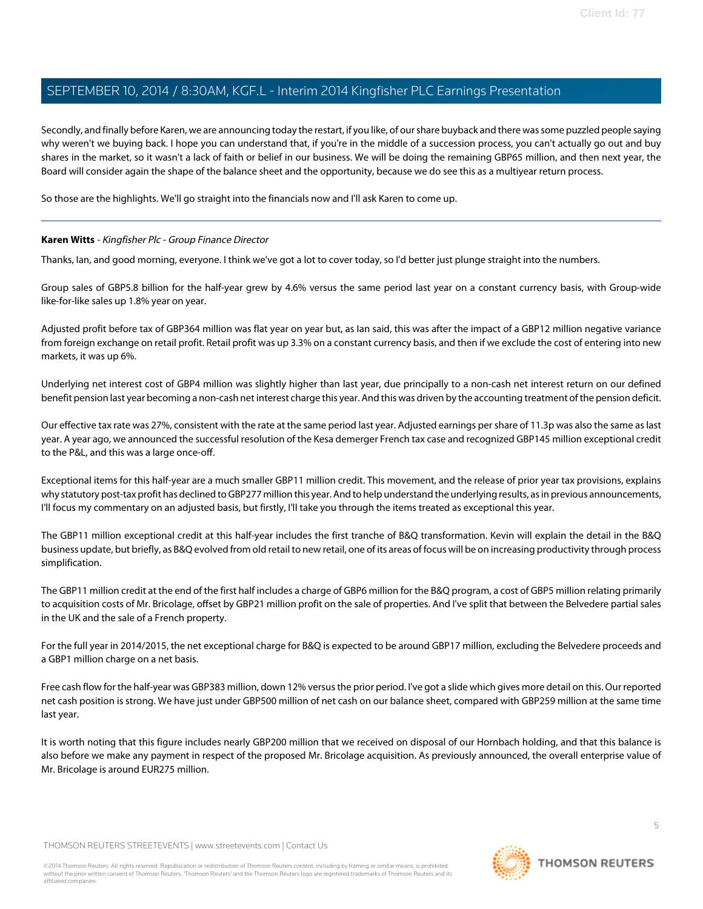Secondly, and finally before Karen, we are announcing today the restart, if you like, of our share buyback and there was some puzzled people saying why weren't we buying back. I hope you can understand that, if you're in the middle of a succession process, you can't actually go out and buy shares in the market, so it wasn't a lack of faith or belief in our business. We will be doing the remaining GBP65 million, and then next year, the Board will consider again the shape of the balance sheet and the opportunity, because we do see this as a multiyear return process.

So those are the highlights. We'll go straight into the financials now and I'll ask Karen to come up.

---

**Karen Witts** - *Kingfisher Plc - Group Finance Director*

Thanks, Ian, and good morning, everyone. I think we've got a lot to cover today, so I'd better just plunge straight into the numbers.

Group sales of GBP5.8 billion for the half-year grew by 4.6% versus the same period last year on a constant currency basis, with Group-wide like-for-like sales up 1.8% year on year.

Adjusted profit before tax of GBP364 million was flat year on year but, as Ian said, this was after the impact of a GBP12 million negative variance from foreign exchange on retail profit. Retail profit was up 3.3% on a constant currency basis, and then if we exclude the cost of entering into new markets, it was up 6%.

Underlying net interest cost of GBP4 million was slightly higher than last year, due principally to a non-cash net interest return on our defined benefit pension last year becoming a non-cash net interest charge this year. And this was driven by the accounting treatment of the pension deficit.

Our effective tax rate was 27%, consistent with the rate at the same period last year. Adjusted earnings per share of 11.3p was also the same as last year. A year ago, we announced the successful resolution of the Kesa demerger French tax case and recognized GBP145 million exceptional credit to the P&L, and this was a large once-off.

Exceptional items for this half-year are a much smaller GBP11 million credit. This movement, and the release of prior year tax provisions, explains why statutory post-tax profit has declined to GBP277 million this year. And to help understand the underlying results, as in previous announcements, I'll focus my commentary on an adjusted basis, but firstly, I'll take you through the items treated as exceptional this year.

The GBP11 million exceptional credit at this half-year includes the first tranche of B&Q transformation. Kevin will explain the detail in the B&Q business update, but briefly, as B&Q evolved from old retail to new retail, one of its areas of focus will be on increasing productivity through process simplification.

The GBP11 million credit at the end of the first half includes a charge of GBP6 million for the B&Q program, a cost of GBP5 million relating primarily to acquisition costs of Mr. Bricolage, offset by GBP21 million profit on the sale of properties. And I've split that between the Belvedere partial sales in the UK and the sale of a French property.

For the full year in 2014/2015, the net exceptional charge for B&Q is expected to be around GBP17 million, excluding the Belvedere proceeds and a GBP1 million charge on a net basis.

Free cash flow for the half-year was GBP383 million, down 12% versus the prior period. I've got a slide which gives more detail on this. Our reported net cash position is strong. We have just under GBP500 million of net cash on our balance sheet, compared with GBP259 million at the same time last year.

It is worth noting that this figure includes nearly GBP200 million that we received on disposal of our Hornbach holding, and that this balance is also before we make any payment in respect of the proposed Mr. Bricolage acquisition. As previously announced, the overall enterprise value of Mr. Bricolage is around EUR275 million.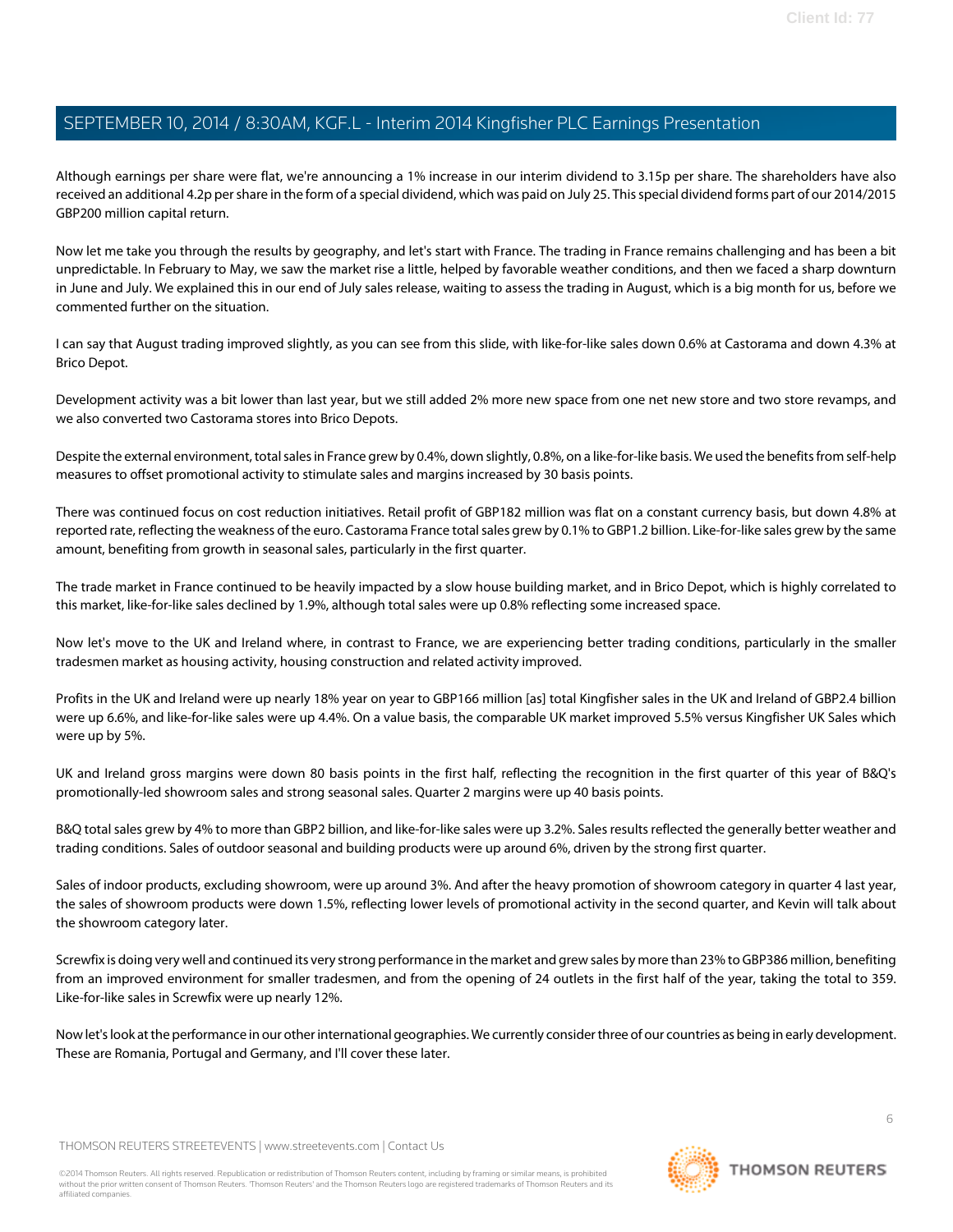Although earnings per share were flat, we're announcing a 1% increase in our interim dividend to 3.15p per share. The shareholders have also received an additional 4.2p per share in the form of a special dividend, which was paid on July 25. This special dividend forms part of our 2014/2015 GBP200 million capital return.

Now let me take you through the results by geography, and let's start with France. The trading in France remains challenging and has been a bit unpredictable. In February to May, we saw the market rise a little, helped by favorable weather conditions, and then we faced a sharp downturn in June and July. We explained this in our end of July sales release, waiting to assess the trading in August, which is a big month for us, before we commented further on the situation.

I can say that August trading improved slightly, as you can see from this slide, with like-for-like sales down 0.6% at Castorama and down 4.3% at Brico Depot.

Development activity was a bit lower than last year, but we still added 2% more new space from one net new store and two store revamps, and we also converted two Castorama stores into Brico Depots.

Despite the external environment, total sales in France grew by 0.4%, down slightly, 0.8%, on a like-for-like basis. We used the benefits from self-help measures to offset promotional activity to stimulate sales and margins increased by 30 basis points.

There was continued focus on cost reduction initiatives. Retail profit of GBP182 million was flat on a constant currency basis, but down 4.8% at reported rate, reflecting the weakness of the euro. Castorama France total sales grew by 0.1% to GBP1.2 billion. Like-for-like sales grew by the same amount, benefiting from growth in seasonal sales, particularly in the first quarter.

The trade market in France continued to be heavily impacted by a slow house building market, and in Brico Depot, which is highly correlated to this market, like-for-like sales declined by 1.9%, although total sales were up 0.8% reflecting some increased space.

Now let's move to the UK and Ireland where, in contrast to France, we are experiencing better trading conditions, particularly in the smaller tradesmen market as housing activity, housing construction and related activity improved.

Profits in the UK and Ireland were up nearly 18% year on year to GBP166 million [as] total Kingfisher sales in the UK and Ireland of GBP2.4 billion were up 6.6%, and like-for-like sales were up 4.4%. On a value basis, the comparable UK market improved 5.5% versus Kingfisher UK Sales which were up by 5%.

UK and Ireland gross margins were down 80 basis points in the first half, reflecting the recognition in the first quarter of this year of B&Q's promotionally-led showroom sales and strong seasonal sales. Quarter 2 margins were up 40 basis points.

B&Q total sales grew by 4% to more than GBP2 billion, and like-for-like sales were up 3.2%. Sales results reflected the generally better weather and trading conditions. Sales of outdoor seasonal and building products were up around 6%, driven by the strong first quarter.

Sales of indoor products, excluding showroom, were up around 3%. And after the heavy promotion of showroom category in quarter 4 last year, the sales of showroom products were down 1.5%, reflecting lower levels of promotional activity in the second quarter, and Kevin will talk about the showroom category later.

Screwfix is doing very well and continued its very strong performance in the market and grew sales by more than 23% to GBP386 million, benefiting from an improved environment for smaller tradesmen, and from the opening of 24 outlets in the first half of the year, taking the total to 359. Like-for-like sales in Screwfix were up nearly 12%.

Now let's look at the performance in our other international geographies. We currently consider three of our countries as being in early development. These are Romania, Portugal and Germany, and I'll cover these later.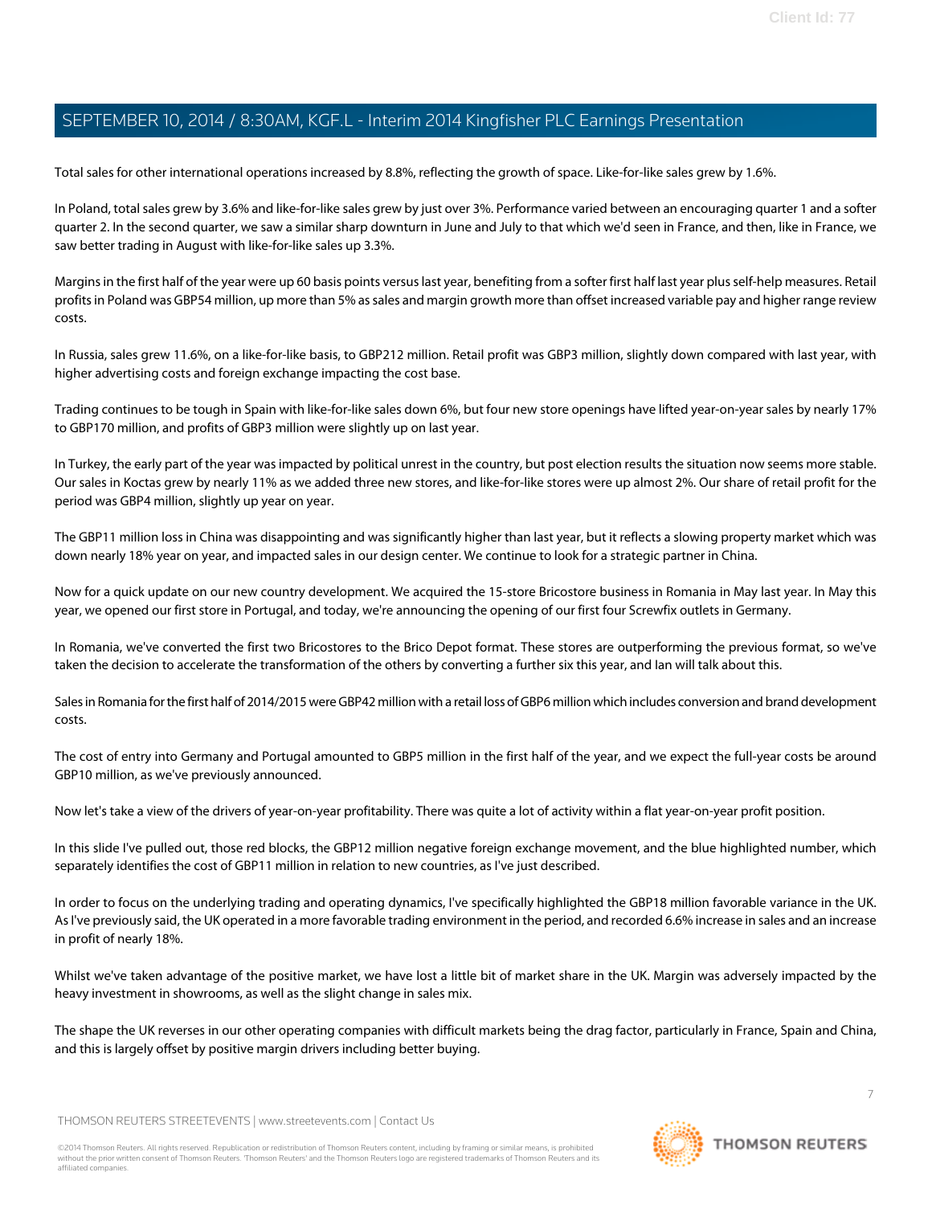Total sales for other international operations increased by 8.8%, reflecting the growth of space. Like-for-like sales grew by 1.6%.

In Poland, total sales grew by 3.6% and like-for-like sales grew by just over 3%. Performance varied between an encouraging quarter 1 and a softer quarter 2. In the second quarter, we saw a similar sharp downturn in June and July to that which we'd seen in France, and then, like in France, we saw better trading in August with like-for-like sales up 3.3%.

Margins in the first half of the year were up 60 basis points versus last year, benefiting from a softer first half last year plus self-help measures. Retail profits in Poland was GBP54 million, up more than 5% as sales and margin growth more than offset increased variable pay and higher range review costs.

In Russia, sales grew 11.6%, on a like-for-like basis, to GBP212 million. Retail profit was GBP3 million, slightly down compared with last year, with higher advertising costs and foreign exchange impacting the cost base.

Trading continues to be tough in Spain with like-for-like sales down 6%, but four new store openings have lifted year-on-year sales by nearly 17% to GBP170 million, and profits of GBP3 million were slightly up on last year.

In Turkey, the early part of the year was impacted by political unrest in the country, but post election results the situation now seems more stable. Our sales in Koctas grew by nearly 11% as we added three new stores, and like-for-like stores were up almost 2%. Our share of retail profit for the period was GBP4 million, slightly up year on year.

The GBP11 million loss in China was disappointing and was significantly higher than last year, but it reflects a slowing property market which was down nearly 18% year on year, and impacted sales in our design center. We continue to look for a strategic partner in China.

Now for a quick update on our new country development. We acquired the 15-store Bricostore business in Romania in May last year. In May this year, we opened our first store in Portugal, and today, we're announcing the opening of our first four Screwfix outlets in Germany.

In Romania, we've converted the first two Bricostores to the Brico Depot format. These stores are outperforming the previous format, so we've taken the decision to accelerate the transformation of the others by converting a further six this year, and Ian will talk about this.

Sales in Romania for the first half of 2014/2015 were GBP42 million with a retail loss of GBP6 million which includes conversion and brand development costs.

The cost of entry into Germany and Portugal amounted to GBP5 million in the first half of the year, and we expect the full-year costs be around GBP10 million, as we've previously announced.

Now let's take a view of the drivers of year-on-year profitability. There was quite a lot of activity within a flat year-on-year profit position.

In this slide I've pulled out, those red blocks, the GBP12 million negative foreign exchange movement, and the blue highlighted number, which separately identifies the cost of GBP11 million in relation to new countries, as I've just described.

In order to focus on the underlying trading and operating dynamics, I've specifically highlighted the GBP18 million favorable variance in the UK. As I've previously said, the UK operated in a more favorable trading environment in the period, and recorded 6.6% increase in sales and an increase in profit of nearly 18%.

Whilst we've taken advantage of the positive market, we have lost a little bit of market share in the UK. Margin was adversely impacted by the heavy investment in showrooms, as well as the slight change in sales mix.

The shape the UK reverses in our other operating companies with difficult markets being the drag factor, particularly in France, Spain and China, and this is largely offset by positive margin drivers including better buying.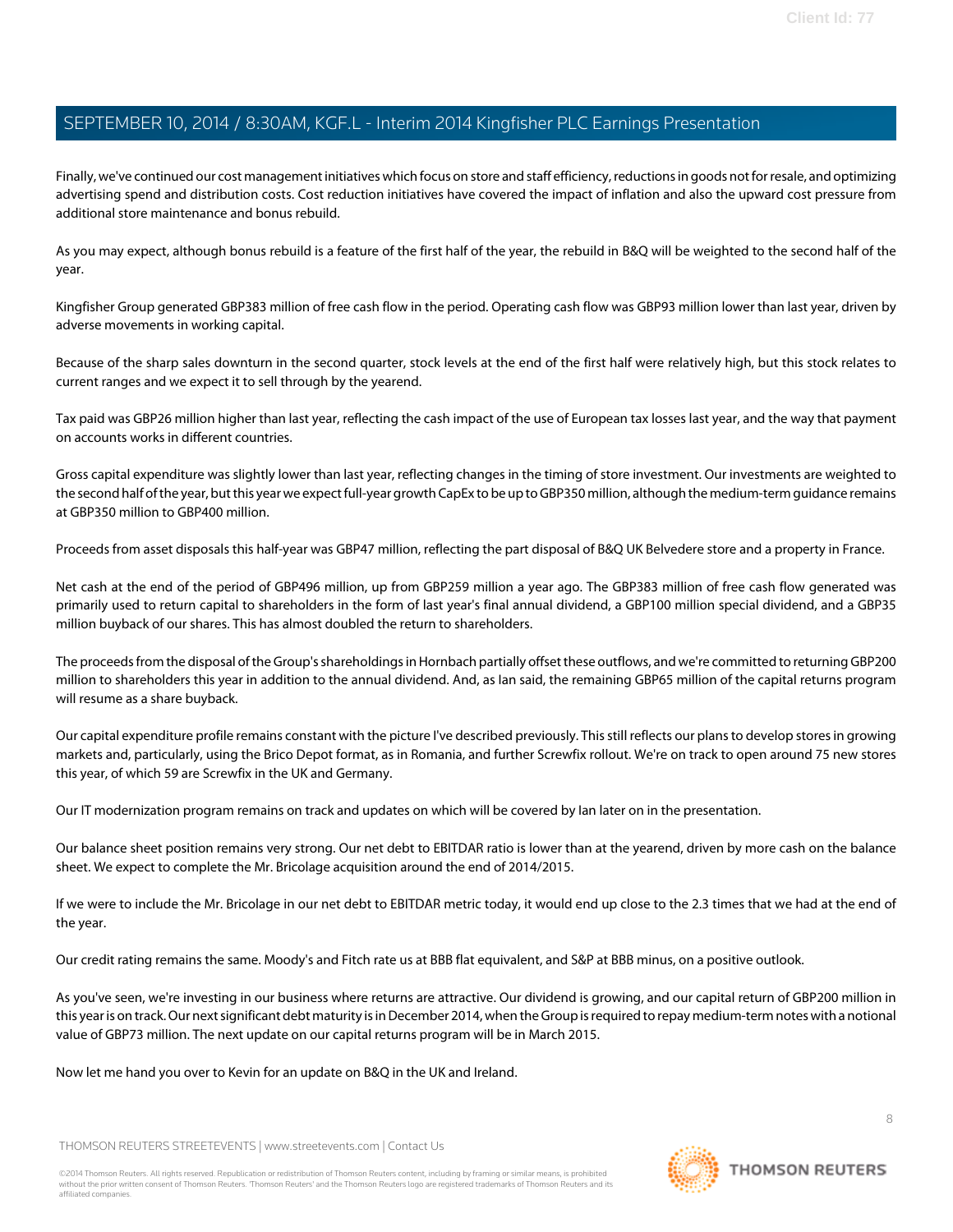Finally, we've continued our cost management initiatives which focus on store and staff efficiency, reductions in goods not for resale, and optimizing advertising spend and distribution costs. Cost reduction initiatives have covered the impact of inflation and also the upward cost pressure from additional store maintenance and bonus rebuild.

As you may expect, although bonus rebuild is a feature of the first half of the year, the rebuild in B&Q will be weighted to the second half of the year.

Kingfisher Group generated GBP383 million of free cash flow in the period. Operating cash flow was GBP93 million lower than last year, driven by adverse movements in working capital.

Because of the sharp sales downturn in the second quarter, stock levels at the end of the first half were relatively high, but this stock relates to current ranges and we expect it to sell through by the yearend.

Tax paid was GBP26 million higher than last year, reflecting the cash impact of the use of European tax losses last year, and the way that payment on accounts works in different countries.

Gross capital expenditure was slightly lower than last year, reflecting changes in the timing of store investment. Our investments are weighted to the second half of the year, but this year we expect full-year growth CapEx to be up to GBP350 million, although the medium-term guidance remains at GBP350 million to GBP400 million.

Proceeds from asset disposals this half-year was GBP47 million, reflecting the part disposal of B&Q UK Belvedere store and a property in France.

Net cash at the end of the period of GBP496 million, up from GBP259 million a year ago. The GBP383 million of free cash flow generated was primarily used to return capital to shareholders in the form of last year's final annual dividend, a GBP100 million special dividend, and a GBP35 million buyback of our shares. This has almost doubled the return to shareholders.

The proceeds from the disposal of the Group's shareholdings in Hornbach partially offset these outflows, and we're committed to returning GBP200 million to shareholders this year in addition to the annual dividend. And, as Ian said, the remaining GBP65 million of the capital returns program will resume as a share buyback.

Our capital expenditure profile remains constant with the picture I've described previously. This still reflects our plans to develop stores in growing markets and, particularly, using the Brico Depot format, as in Romania, and further Screwfix rollout. We're on track to open around 75 new stores this year, of which 59 are Screwfix in the UK and Germany.

Our IT modernization program remains on track and updates on which will be covered by Ian later on in the presentation.

Our balance sheet position remains very strong. Our net debt to EBITDAR ratio is lower than at the yearend, driven by more cash on the balance sheet. We expect to complete the Mr. Bricolage acquisition around the end of 2014/2015.

If we were to include the Mr. Bricolage in our net debt to EBITDAR metric today, it would end up close to the 2.3 times that we had at the end of the year.

Our credit rating remains the same. Moody's and Fitch rate us at BBB flat equivalent, and S&P at BBB minus, on a positive outlook.

As you've seen, we're investing in our business where returns are attractive. Our dividend is growing, and our capital return of GBP200 million in this year is on track. Our next significant debt maturity is in December 2014, when the Group is required to repay medium-term notes with a notional value of GBP73 million. The next update on our capital returns program will be in March 2015.

Now let me hand you over to Kevin for an update on B&Q in the UK and Ireland.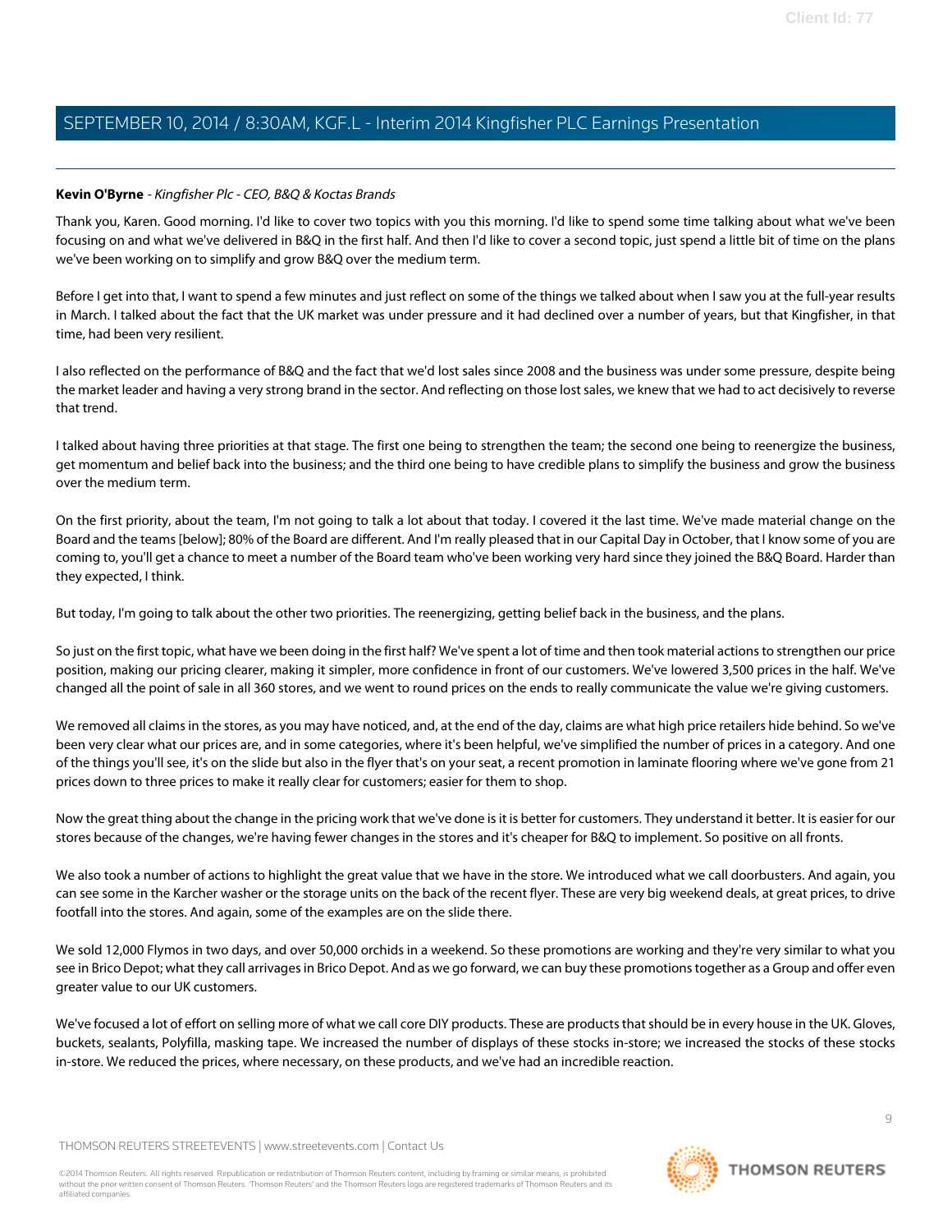**Kevin O'Byrne** - *Kingfisher Plc - CEO, B&Q & Koctas Brands*

Thank you, Karen. Good morning. I'd like to cover two topics with you this morning. I'd like to spend some time talking about what we've been focusing on and what we've delivered in B&Q in the first half. And then I'd like to cover a second topic, just spend a little bit of time on the plans we've been working on to simplify and grow B&Q over the medium term.

Before I get into that, I want to spend a few minutes and just reflect on some of the things we talked about when I saw you at the full-year results in March. I talked about the fact that the UK market was under pressure and it had declined over a number of years, but that Kingfisher, in that time, had been very resilient.

I also reflected on the performance of B&Q and the fact that we'd lost sales since 2008 and the business was under some pressure, despite being the market leader and having a very strong brand in the sector. And reflecting on those lost sales, we knew that we had to act decisively to reverse that trend.

I talked about having three priorities at that stage. The first one being to strengthen the team; the second one being to reenergize the business, get momentum and belief back into the business; and the third one being to have credible plans to simplify the business and grow the business over the medium term.

On the first priority, about the team, I'm not going to talk a lot about that today. I covered it the last time. We've made material change on the Board and the teams [below]; 80% of the Board are different. And I'm really pleased that in our Capital Day in October, that I know some of you are coming to, you'll get a chance to meet a number of the Board team who've been working very hard since they joined the B&Q Board. Harder than they expected, I think.

But today, I'm going to talk about the other two priorities. The reenergizing, getting belief back in the business, and the plans.

So just on the first topic, what have we been doing in the first half? We've spent a lot of time and then took material actions to strengthen our price position, making our pricing clearer, making it simpler, more confidence in front of our customers. We've lowered 3,500 prices in the half. We've changed all the point of sale in all 360 stores, and we went to round prices on the ends to really communicate the value we're giving customers.

We removed all claims in the stores, as you may have noticed, and, at the end of the day, claims are what high price retailers hide behind. So we've been very clear what our prices are, and in some categories, where it's been helpful, we've simplified the number of prices in a category. And one of the things you'll see, it's on the slide but also in the flyer that's on your seat, a recent promotion in laminate flooring where we've gone from 21 prices down to three prices to make it really clear for customers; easier for them to shop.

Now the great thing about the change in the pricing work that we've done is it is better for customers. They understand it better. It is easier for our stores because of the changes, we're having fewer changes in the stores and it's cheaper for B&Q to implement. So positive on all fronts.

We also took a number of actions to highlight the great value that we have in the store. We introduced what we call doorbusters. And again, you can see some in the Karcher washer or the storage units on the back of the recent flyer. These are very big weekend deals, at great prices, to drive footfall into the stores. And again, some of the examples are on the slide there.

We sold 12,000 Flymos in two days, and over 50,000 orchids in a weekend. So these promotions are working and they're very similar to what you see in Brico Depot; what they call arrivages in Brico Depot. And as we go forward, we can buy these promotions together as a Group and offer even greater value to our UK customers.

We've focused a lot of effort on selling more of what we call core DIY products. These are products that should be in every house in the UK. Gloves, buckets, sealants, Polyfilla, masking tape. We increased the number of displays of these stocks in-store; we increased the stocks of these stocks in-store. We reduced the prices, where necessary, on these products, and we've had an incredible reaction.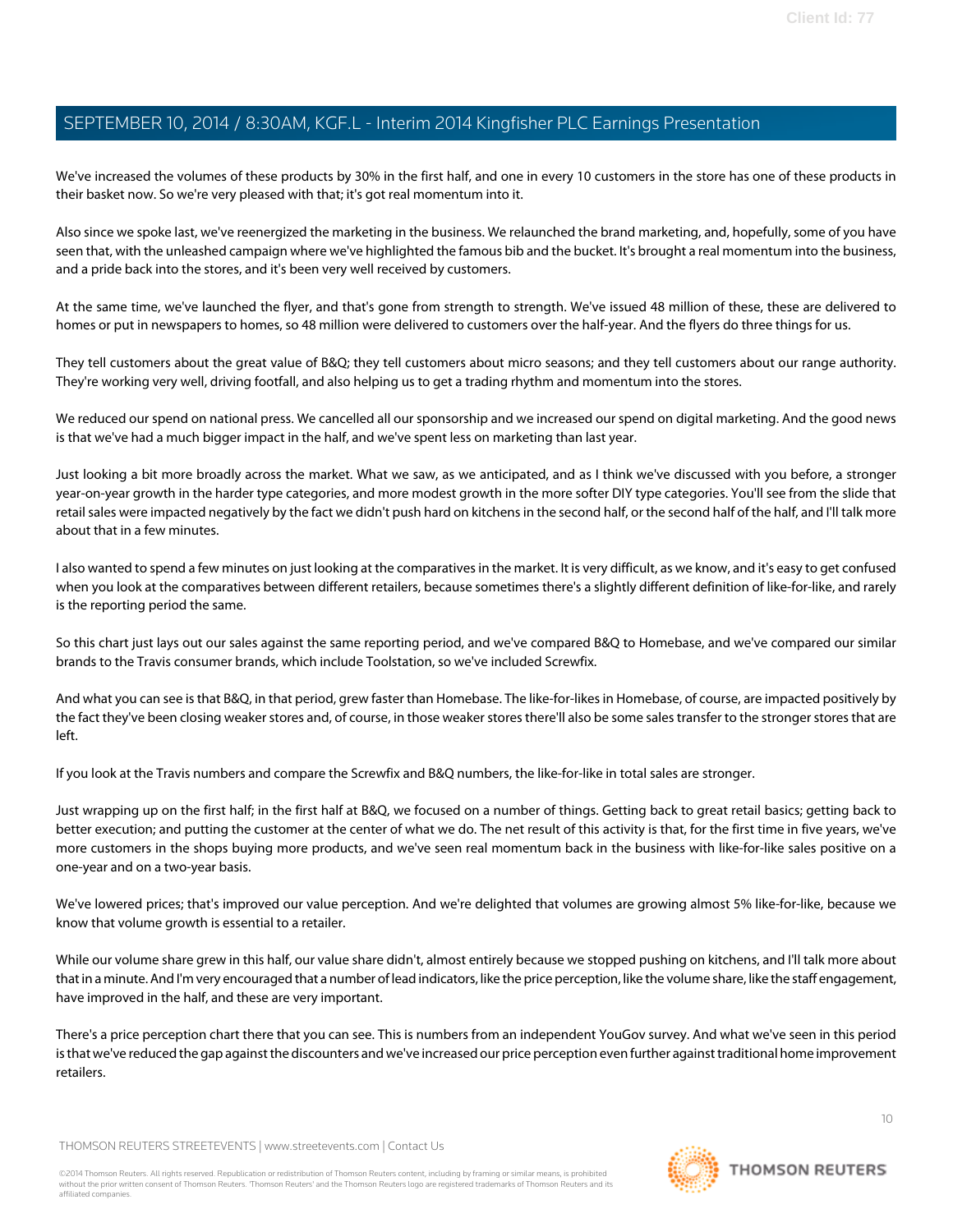We've increased the volumes of these products by 30% in the first half, and one in every 10 customers in the store has one of these products in their basket now. So we're very pleased with that; it's got real momentum into it.

Also since we spoke last, we've reenergized the marketing in the business. We relaunched the brand marketing, and, hopefully, some of you have seen that, with the unleashed campaign where we've highlighted the famous bib and the bucket. It's brought a real momentum into the business, and a pride back into the stores, and it's been very well received by customers.

At the same time, we've launched the flyer, and that's gone from strength to strength. We've issued 48 million of these, these are delivered to homes or put in newspapers to homes, so 48 million were delivered to customers over the half-year. And the flyers do three things for us.

They tell customers about the great value of B&Q; they tell customers about micro seasons; and they tell customers about our range authority. They're working very well, driving footfall, and also helping us to get a trading rhythm and momentum into the stores.

We reduced our spend on national press. We cancelled all our sponsorship and we increased our spend on digital marketing. And the good news is that we've had a much bigger impact in the half, and we've spent less on marketing than last year.

Just looking a bit more broadly across the market. What we saw, as we anticipated, and as I think we've discussed with you before, a stronger year-on-year growth in the harder type categories, and more modest growth in the more softer DIY type categories. You'll see from the slide that retail sales were impacted negatively by the fact we didn't push hard on kitchens in the second half, or the second half of the half, and I'll talk more about that in a few minutes.

I also wanted to spend a few minutes on just looking at the comparatives in the market. It is very difficult, as we know, and it's easy to get confused when you look at the comparatives between different retailers, because sometimes there's a slightly different definition of like-for-like, and rarely is the reporting period the same.

So this chart just lays out our sales against the same reporting period, and we've compared B&Q to Homebase, and we've compared our similar brands to the Travis consumer brands, which include Toolstation, so we've included Screwfix.

And what you can see is that B&Q, in that period, grew faster than Homebase. The like-for-likes in Homebase, of course, are impacted positively by the fact they've been closing weaker stores and, of course, in those weaker stores there'll also be some sales transfer to the stronger stores that are left.

If you look at the Travis numbers and compare the Screwfix and B&Q numbers, the like-for-like in total sales are stronger.

Just wrapping up on the first half; in the first half at B&Q, we focused on a number of things. Getting back to great retail basics; getting back to better execution; and putting the customer at the center of what we do. The net result of this activity is that, for the first time in five years, we've more customers in the shops buying more products, and we've seen real momentum back in the business with like-for-like sales positive on a one-year and on a two-year basis.

We've lowered prices; that's improved our value perception. And we're delighted that volumes are growing almost 5% like-for-like, because we know that volume growth is essential to a retailer.

While our volume share grew in this half, our value share didn't, almost entirely because we stopped pushing on kitchens, and I'll talk more about that in a minute. And I'm very encouraged that a number of lead indicators, like the price perception, like the volume share, like the staff engagement, have improved in the half, and these are very important.

There's a price perception chart there that you can see. This is numbers from an independent YouGov survey. And what we've seen in this period is that we've reduced the gap against the discounters and we've increased our price perception even further against traditional home improvement retailers.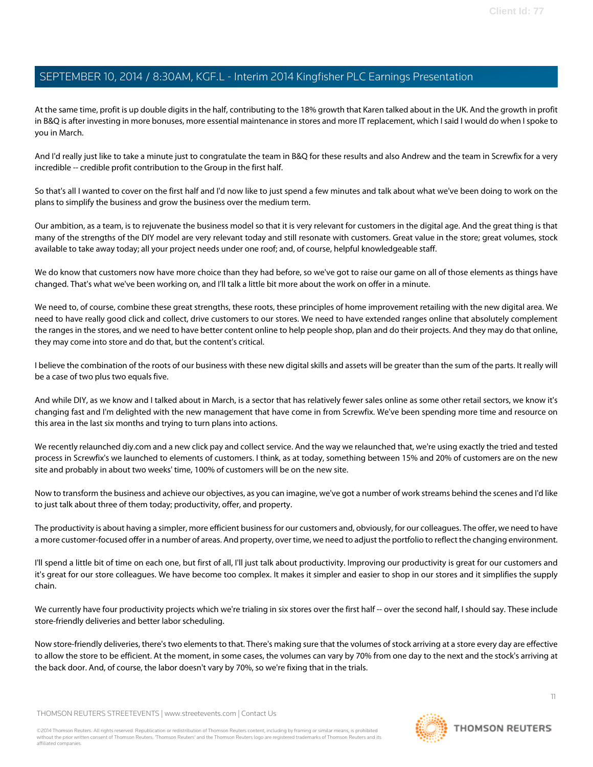At the same time, profit is up double digits in the half, contributing to the 18% growth that Karen talked about in the UK. And the growth in profit in B&Q is after investing in more bonuses, more essential maintenance in stores and more IT replacement, which I said I would do when I spoke to you in March.

And I'd really just like to take a minute just to congratulate the team in B&Q for these results and also Andrew and the team in Screwfix for a very incredible -- credible profit contribution to the Group in the first half.

So that's all I wanted to cover on the first half and I'd now like to just spend a few minutes and talk about what we've been doing to work on the plans to simplify the business and grow the business over the medium term.

Our ambition, as a team, is to rejuvenate the business model so that it is very relevant for customers in the digital age. And the great thing is that many of the strengths of the DIY model are very relevant today and still resonate with customers. Great value in the store; great volumes, stock available to take away today; all your project needs under one roof; and, of course, helpful knowledgeable staff.

We do know that customers now have more choice than they had before, so we've got to raise our game on all of those elements as things have changed. That's what we've been working on, and I'll talk a little bit more about the work on offer in a minute.

We need to, of course, combine these great strengths, these roots, these principles of home improvement retailing with the new digital area. We need to have really good click and collect, drive customers to our stores. We need to have extended ranges online that absolutely complement the ranges in the stores, and we need to have better content online to help people shop, plan and do their projects. And they may do that online, they may come into store and do that, but the content's critical.

I believe the combination of the roots of our business with these new digital skills and assets will be greater than the sum of the parts. It really will be a case of two plus two equals five.

And while DIY, as we know and I talked about in March, is a sector that has relatively fewer sales online as some other retail sectors, we know it's changing fast and I'm delighted with the new management that have come in from Screwfix. We've been spending more time and resource on this area in the last six months and trying to turn plans into actions.

We recently relaunched diy.com and a new click pay and collect service. And the way we relaunched that, we're using exactly the tried and tested process in Screwfix's we launched to elements of customers. I think, as at today, something between 15% and 20% of customers are on the new site and probably in about two weeks' time, 100% of customers will be on the new site.

Now to transform the business and achieve our objectives, as you can imagine, we've got a number of work streams behind the scenes and I'd like to just talk about three of them today; productivity, offer, and property.

The productivity is about having a simpler, more efficient business for our customers and, obviously, for our colleagues. The offer, we need to have a more customer-focused offer in a number of areas. And property, over time, we need to adjust the portfolio to reflect the changing environment.

I'll spend a little bit of time on each one, but first of all, I'll just talk about productivity. Improving our productivity is great for our customers and it's great for our store colleagues. We have become too complex. It makes it simpler and easier to shop in our stores and it simplifies the supply chain.

We currently have four productivity projects which we're trialing in six stores over the first half -- over the second half, I should say. These include store-friendly deliveries and better labor scheduling.

Now store-friendly deliveries, there's two elements to that. There's making sure that the volumes of stock arriving at a store every day are effective to allow the store to be efficient. At the moment, in some cases, the volumes can vary by 70% from one day to the next and the stock's arriving at the back door. And, of course, the labor doesn't vary by 70%, so we're fixing that in the trials.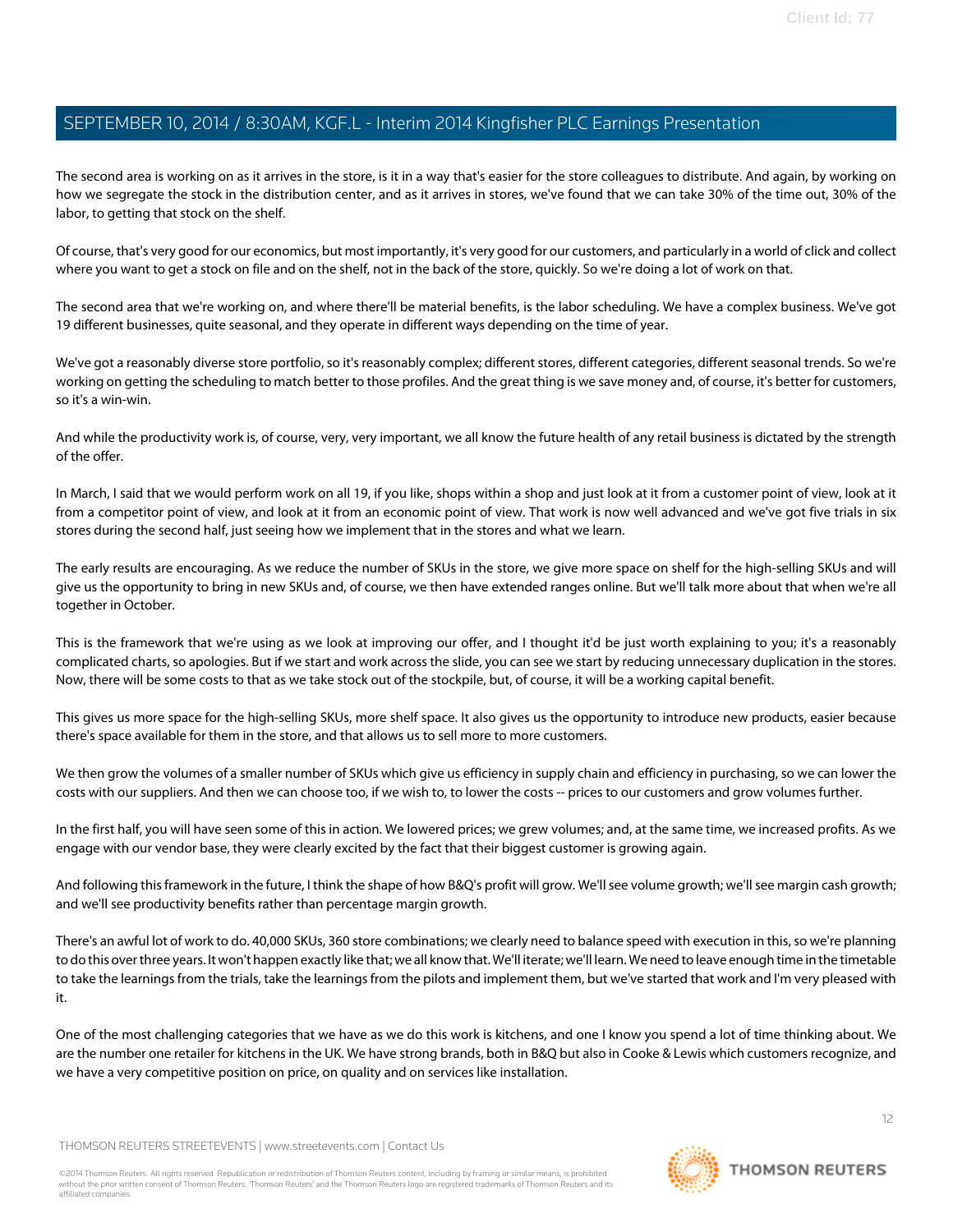The second area is working on as it arrives in the store, is it in a way that's easier for the store colleagues to distribute. And again, by working on how we segregate the stock in the distribution center, and as it arrives in stores, we've found that we can take 30% of the time out, 30% of the labor, to getting that stock on the shelf.

Of course, that's very good for our economics, but most importantly, it's very good for our customers, and particularly in a world of click and collect where you want to get a stock on file and on the shelf, not in the back of the store, quickly. So we're doing a lot of work on that.

The second area that we're working on, and where there'll be material benefits, is the labor scheduling. We have a complex business. We've got 19 different businesses, quite seasonal, and they operate in different ways depending on the time of year.

We've got a reasonably diverse store portfolio, so it's reasonably complex; different stores, different categories, different seasonal trends. So we're working on getting the scheduling to match better to those profiles. And the great thing is we save money and, of course, it's better for customers, so it's a win-win.

And while the productivity work is, of course, very, very important, we all know the future health of any retail business is dictated by the strength of the offer.

In March, I said that we would perform work on all 19, if you like, shops within a shop and just look at it from a customer point of view, look at it from a competitor point of view, and look at it from an economic point of view. That work is now well advanced and we've got five trials in six stores during the second half, just seeing how we implement that in the stores and what we learn.

The early results are encouraging. As we reduce the number of SKUs in the store, we give more space on shelf for the high-selling SKUs and will give us the opportunity to bring in new SKUs and, of course, we then have extended ranges online. But we'll talk more about that when we're all together in October.

This is the framework that we're using as we look at improving our offer, and I thought it'd be just worth explaining to you; it's a reasonably complicated charts, so apologies. But if we start and work across the slide, you can see we start by reducing unnecessary duplication in the stores. Now, there will be some costs to that as we take stock out of the stockpile, but, of course, it will be a working capital benefit.

This gives us more space for the high-selling SKUs, more shelf space. It also gives us the opportunity to introduce new products, easier because there's space available for them in the store, and that allows us to sell more to more customers.

We then grow the volumes of a smaller number of SKUs which give us efficiency in supply chain and efficiency in purchasing, so we can lower the costs with our suppliers. And then we can choose too, if we wish to, to lower the costs -- prices to our customers and grow volumes further.

In the first half, you will have seen some of this in action. We lowered prices; we grew volumes; and, at the same time, we increased profits. As we engage with our vendor base, they were clearly excited by the fact that their biggest customer is growing again.

And following this framework in the future, I think the shape of how B&Q's profit will grow. We'll see volume growth; we'll see margin cash growth; and we'll see productivity benefits rather than percentage margin growth.

There's an awful lot of work to do. 40,000 SKUs, 360 store combinations; we clearly need to balance speed with execution in this, so we're planning to do this over three years. It won't happen exactly like that; we all know that. We'll iterate; we'll learn. We need to leave enough time in the timetable to take the learnings from the trials, take the learnings from the pilots and implement them, but we've started that work and I'm very pleased with it.

One of the most challenging categories that we have as we do this work is kitchens, and one I know you spend a lot of time thinking about. We are the number one retailer for kitchens in the UK. We have strong brands, both in B&Q but also in Cooke & Lewis which customers recognize, and we have a very competitive position on price, on quality and on services like installation.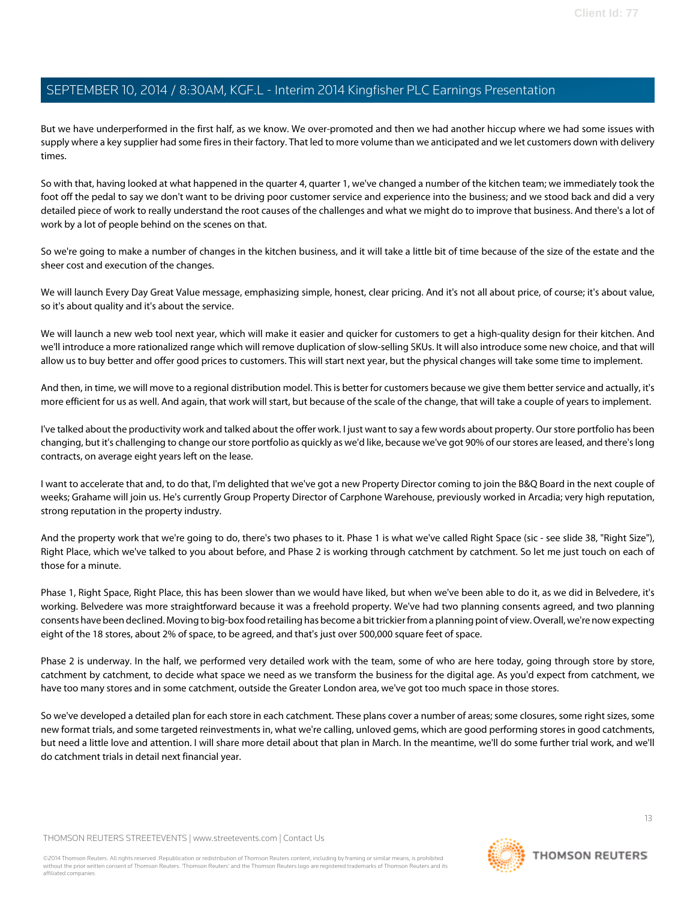But we have underperformed in the first half, as we know. We over-promoted and then we had another hiccup where we had some issues with supply where a key supplier had some fires in their factory. That led to more volume than we anticipated and we let customers down with delivery times.

So with that, having looked at what happened in the quarter 4, quarter 1, we've changed a number of the kitchen team; we immediately took the foot off the pedal to say we don't want to be driving poor customer service and experience into the business; and we stood back and did a very detailed piece of work to really understand the root causes of the challenges and what we might do to improve that business. And there's a lot of work by a lot of people behind on the scenes on that.

So we're going to make a number of changes in the kitchen business, and it will take a little bit of time because of the size of the estate and the sheer cost and execution of the changes.

We will launch Every Day Great Value message, emphasizing simple, honest, clear pricing. And it's not all about price, of course; it's about value, so it's about quality and it's about the service.

We will launch a new web tool next year, which will make it easier and quicker for customers to get a high-quality design for their kitchen. And we'll introduce a more rationalized range which will remove duplication of slow-selling SKUs. It will also introduce some new choice, and that will allow us to buy better and offer good prices to customers. This will start next year, but the physical changes will take some time to implement.

And then, in time, we will move to a regional distribution model. This is better for customers because we give them better service and actually, it's more efficient for us as well. And again, that work will start, but because of the scale of the change, that will take a couple of years to implement.

I've talked about the productivity work and talked about the offer work. I just want to say a few words about property. Our store portfolio has been changing, but it's challenging to change our store portfolio as quickly as we'd like, because we've got 90% of our stores are leased, and there's long contracts, on average eight years left on the lease.

I want to accelerate that and, to do that, I'm delighted that we've got a new Property Director coming to join the B&Q Board in the next couple of weeks; Grahame will join us. He's currently Group Property Director of Carphone Warehouse, previously worked in Arcadia; very high reputation, strong reputation in the property industry.

And the property work that we're going to do, there's two phases to it. Phase 1 is what we've called Right Space (sic - see slide 38, "Right Size"), Right Place, which we've talked to you about before, and Phase 2 is working through catchment by catchment. So let me just touch on each of those for a minute.

Phase 1, Right Space, Right Place, this has been slower than we would have liked, but when we've been able to do it, as we did in Belvedere, it's working. Belvedere was more straightforward because it was a freehold property. We've had two planning consents agreed, and two planning consents have been declined. Moving to big-box food retailing has become a bit trickier from a planning point of view. Overall, we're now expecting eight of the 18 stores, about 2% of space, to be agreed, and that's just over 500,000 square feet of space.

Phase 2 is underway. In the half, we performed very detailed work with the team, some of who are here today, going through store by store, catchment by catchment, to decide what space we need as we transform the business for the digital age. As you'd expect from catchment, we have too many stores and in some catchment, outside the Greater London area, we've got too much space in those stores.

So we've developed a detailed plan for each store in each catchment. These plans cover a number of areas; some closures, some right sizes, some new format trials, and some targeted reinvestments in, what we're calling, unloved gems, which are good performing stores in good catchments, but need a little love and attention. I will share more detail about that plan in March. In the meantime, we'll do some further trial work, and we'll do catchment trials in detail next financial year.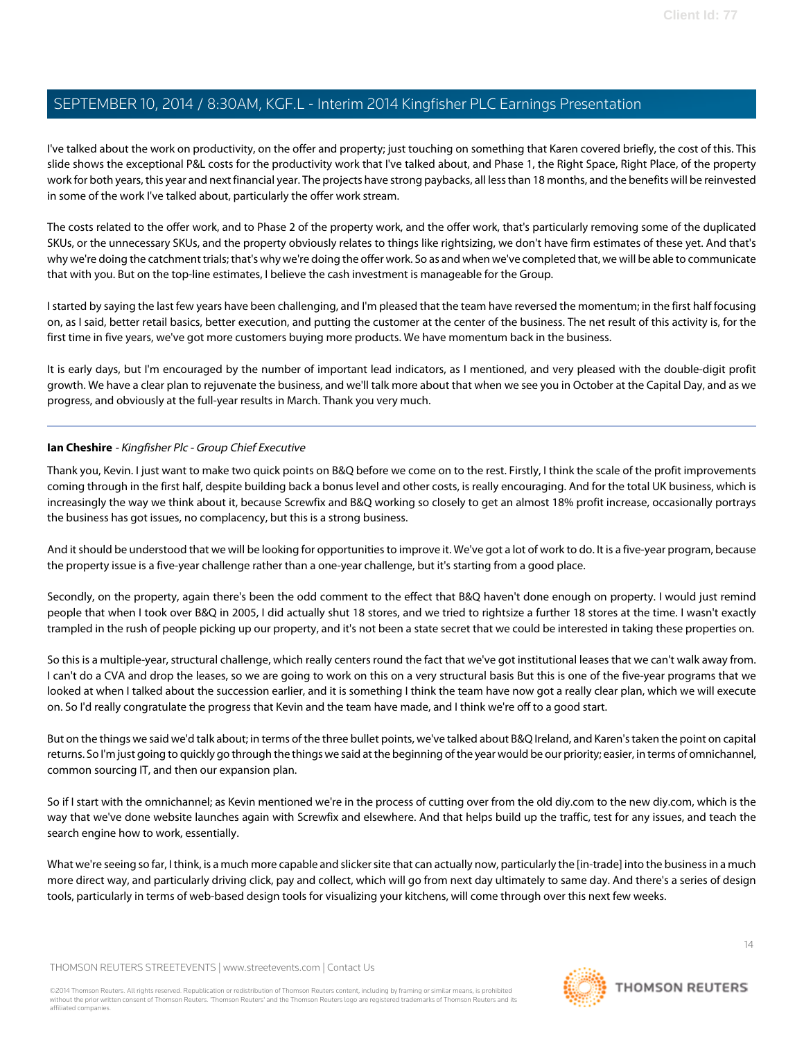I've talked about the work on productivity, on the offer and property; just touching on something that Karen covered briefly, the cost of this. This slide shows the exceptional P&L costs for the productivity work that I've talked about, and Phase 1, the Right Space, Right Place, of the property work for both years, this year and next financial year. The projects have strong paybacks, all less than 18 months, and the benefits will be reinvested in some of the work I've talked about, particularly the offer work stream.

The costs related to the offer work, and to Phase 2 of the property work, and the offer work, that's particularly removing some of the duplicated SKUs, or the unnecessary SKUs, and the property obviously relates to things like rightsizing, we don't have firm estimates of these yet. And that's why we're doing the catchment trials; that's why we're doing the offer work. So as and when we've completed that, we will be able to communicate that with you. But on the top-line estimates, I believe the cash investment is manageable for the Group.

I started by saying the last few years have been challenging, and I'm pleased that the team have reversed the momentum; in the first half focusing on, as I said, better retail basics, better execution, and putting the customer at the center of the business. The net result of this activity is, for the first time in five years, we've got more customers buying more products. We have momentum back in the business.

It is early days, but I'm encouraged by the number of important lead indicators, as I mentioned, and very pleased with the double-digit profit growth. We have a clear plan to rejuvenate the business, and we'll talk more about that when we see you in October at the Capital Day, and as we progress, and obviously at the full-year results in March. Thank you very much.

---

**Ian Cheshire** - *Kingfisher Plc - Group Chief Executive*

Thank you, Kevin. I just want to make two quick points on B&Q before we come on to the rest. Firstly, I think the scale of the profit improvements coming through in the first half, despite building back a bonus level and other costs, is really encouraging. And for the total UK business, which is increasingly the way we think about it, because Screwfix and B&Q working so closely to get an almost 18% profit increase, occasionally portrays the business has got issues, no complacency, but this is a strong business.

And it should be understood that we will be looking for opportunities to improve it. We've got a lot of work to do. It is a five-year program, because the property issue is a five-year challenge rather than a one-year challenge, but it's starting from a good place.

Secondly, on the property, again there's been the odd comment to the effect that B&Q haven't done enough on property. I would just remind people that when I took over B&Q in 2005, I did actually shut 18 stores, and we tried to rightsize a further 18 stores at the time. I wasn't exactly trampled in the rush of people picking up our property, and it's not been a state secret that we could be interested in taking these properties on.

So this is a multiple-year, structural challenge, which really centers round the fact that we've got institutional leases that we can't walk away from. I can't do a CVA and drop the leases, so we are going to work on this on a very structural basis But this is one of the five-year programs that we looked at when I talked about the succession earlier, and it is something I think the team have now got a really clear plan, which we will execute on. So I'd really congratulate the progress that Kevin and the team have made, and I think we're off to a good start.

But on the things we said we'd talk about; in terms of the three bullet points, we've talked about B&Q Ireland, and Karen's taken the point on capital returns. So I'm just going to quickly go through the things we said at the beginning of the year would be our priority; easier, in terms of omnichannel, common sourcing IT, and then our expansion plan.

So if I start with the omnichannel; as Kevin mentioned we're in the process of cutting over from the old diy.com to the new diy.com, which is the way that we've done website launches again with Screwfix and elsewhere. And that helps build up the traffic, test for any issues, and teach the search engine how to work, essentially.

What we're seeing so far, I think, is a much more capable and slicker site that can actually now, particularly the [in-trade] into the business in a much more direct way, and particularly driving click, pay and collect, which will go from next day ultimately to same day. And there's a series of design tools, particularly in terms of web-based design tools for visualizing your kitchens, will come through over this next few weeks.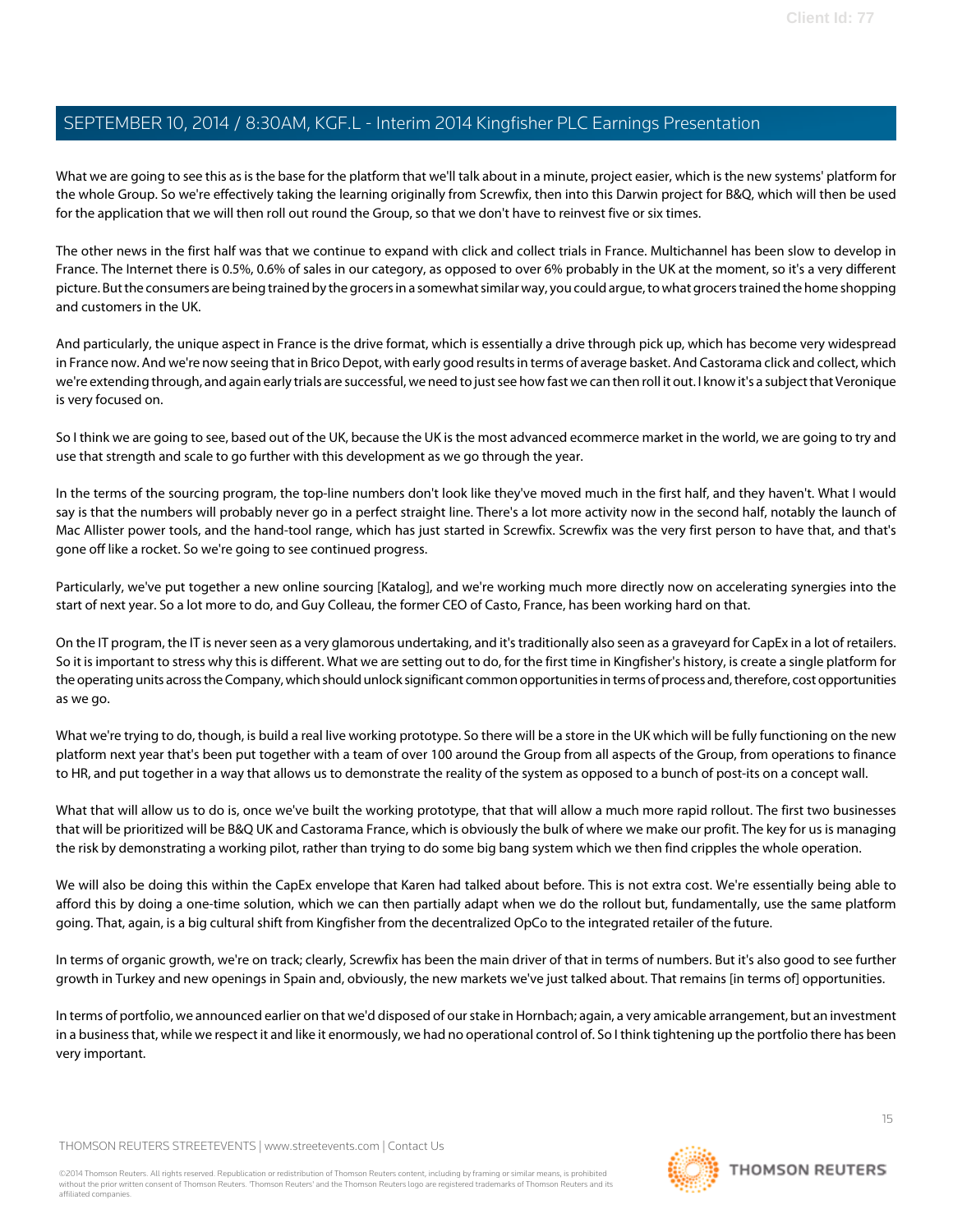What we are going to see this as is the base for the platform that we'll talk about in a minute, project easier, which is the new systems' platform for the whole Group. So we're effectively taking the learning originally from Screwfix, then into this Darwin project for B&Q, which will then be used for the application that we will then roll out round the Group, so that we don't have to reinvest five or six times.

The other news in the first half was that we continue to expand with click and collect trials in France. Multichannel has been slow to develop in France. The Internet there is 0.5%, 0.6% of sales in our category, as opposed to over 6% probably in the UK at the moment, so it's a very different picture. But the consumers are being trained by the grocers in a somewhat similar way, you could argue, to what grocers trained the home shopping and customers in the UK.

And particularly, the unique aspect in France is the drive format, which is essentially a drive through pick up, which has become very widespread in France now. And we're now seeing that in Brico Depot, with early good results in terms of average basket. And Castorama click and collect, which we're extending through, and again early trials are successful, we need to just see how fast we can then roll it out. I know it's a subject that Veronique is very focused on.

So I think we are going to see, based out of the UK, because the UK is the most advanced ecommerce market in the world, we are going to try and use that strength and scale to go further with this development as we go through the year.

In the terms of the sourcing program, the top-line numbers don't look like they've moved much in the first half, and they haven't. What I would say is that the numbers will probably never go in a perfect straight line. There's a lot more activity now in the second half, notably the launch of Mac Allister power tools, and the hand-tool range, which has just started in Screwfix. Screwfix was the very first person to have that, and that's gone off like a rocket. So we're going to see continued progress.

Particularly, we've put together a new online sourcing [Katalog], and we're working much more directly now on accelerating synergies into the start of next year. So a lot more to do, and Guy Colleau, the former CEO of Casto, France, has been working hard on that.

On the IT program, the IT is never seen as a very glamorous undertaking, and it's traditionally also seen as a graveyard for CapEx in a lot of retailers. So it is important to stress why this is different. What we are setting out to do, for the first time in Kingfisher's history, is create a single platform for the operating units across the Company, which should unlock significant common opportunities in terms of process and, therefore, cost opportunities as we go.

What we're trying to do, though, is build a real live working prototype. So there will be a store in the UK which will be fully functioning on the new platform next year that's been put together with a team of over 100 around the Group from all aspects of the Group, from operations to finance to HR, and put together in a way that allows us to demonstrate the reality of the system as opposed to a bunch of post-its on a concept wall.

What that will allow us to do is, once we've built the working prototype, that that will allow a much more rapid rollout. The first two businesses that will be prioritized will be B&Q UK and Castorama France, which is obviously the bulk of where we make our profit. The key for us is managing the risk by demonstrating a working pilot, rather than trying to do some big bang system which we then find cripples the whole operation.

We will also be doing this within the CapEx envelope that Karen had talked about before. This is not extra cost. We're essentially being able to afford this by doing a one-time solution, which we can then partially adapt when we do the rollout but, fundamentally, use the same platform going. That, again, is a big cultural shift from Kingfisher from the decentralized OpCo to the integrated retailer of the future.

In terms of organic growth, we're on track; clearly, Screwfix has been the main driver of that in terms of numbers. But it's also good to see further growth in Turkey and new openings in Spain and, obviously, the new markets we've just talked about. That remains [in terms of] opportunities.

In terms of portfolio, we announced earlier on that we'd disposed of our stake in Hornbach; again, a very amicable arrangement, but an investment in a business that, while we respect it and like it enormously, we had no operational control of. So I think tightening up the portfolio there has been very important.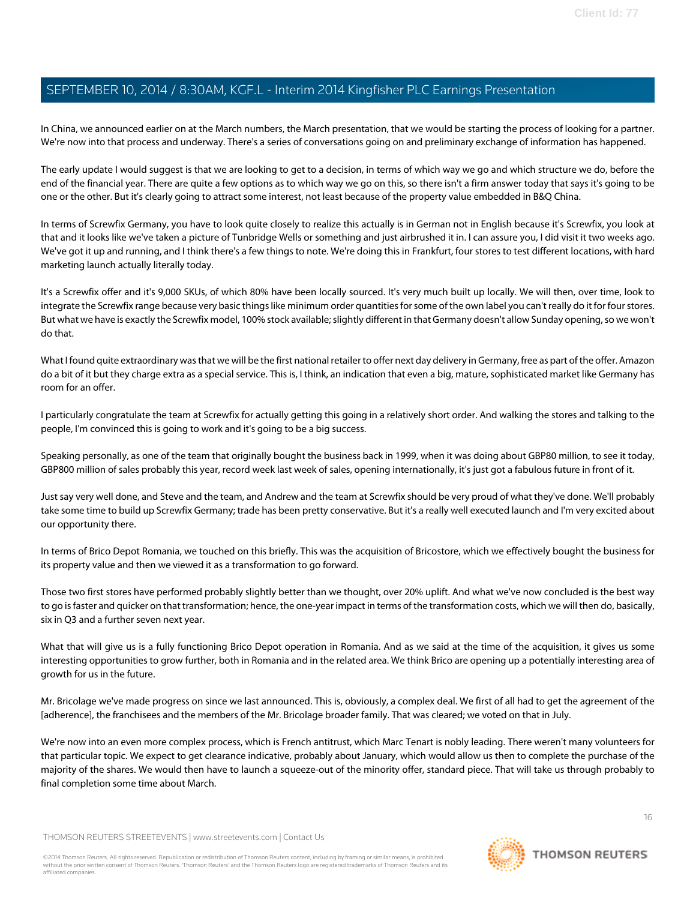In China, we announced earlier on at the March numbers, the March presentation, that we would be starting the process of looking for a partner. We're now into that process and underway. There's a series of conversations going on and preliminary exchange of information has happened.

The early update I would suggest is that we are looking to get to a decision, in terms of which way we go and which structure we do, before the end of the financial year. There are quite a few options as to which way we go on this, so there isn't a firm answer today that says it's going to be one or the other. But it's clearly going to attract some interest, not least because of the property value embedded in B&Q China.

In terms of Screwfix Germany, you have to look quite closely to realize this actually is in German not in English because it's Screwfix, you look at that and it looks like we've taken a picture of Tunbridge Wells or something and just airbrushed it in. I can assure you, I did visit it two weeks ago. We've got it up and running, and I think there's a few things to note. We're doing this in Frankfurt, four stores to test different locations, with hard marketing launch actually literally today.

It's a Screwfix offer and it's 9,000 SKUs, of which 80% have been locally sourced. It's very much built up locally. We will then, over time, look to integrate the Screwfix range because very basic things like minimum order quantities for some of the own label you can't really do it for four stores. But what we have is exactly the Screwfix model, 100% stock available; slightly different in that Germany doesn't allow Sunday opening, so we won't do that.

What I found quite extraordinary was that we will be the first national retailer to offer next day delivery in Germany, free as part of the offer. Amazon do a bit of it but they charge extra as a special service. This is, I think, an indication that even a big, mature, sophisticated market like Germany has room for an offer.

I particularly congratulate the team at Screwfix for actually getting this going in a relatively short order. And walking the stores and talking to the people, I'm convinced this is going to work and it's going to be a big success.

Speaking personally, as one of the team that originally bought the business back in 1999, when it was doing about GBP80 million, to see it today, GBP800 million of sales probably this year, record week last week of sales, opening internationally, it's just got a fabulous future in front of it.

Just say very well done, and Steve and the team, and Andrew and the team at Screwfix should be very proud of what they've done. We'll probably take some time to build up Screwfix Germany; trade has been pretty conservative. But it's a really well executed launch and I'm very excited about our opportunity there.

In terms of Brico Depot Romania, we touched on this briefly. This was the acquisition of Bricostore, which we effectively bought the business for its property value and then we viewed it as a transformation to go forward.

Those two first stores have performed probably slightly better than we thought, over 20% uplift. And what we've now concluded is the best way to go is faster and quicker on that transformation; hence, the one-year impact in terms of the transformation costs, which we will then do, basically, six in Q3 and a further seven next year.

What that will give us is a fully functioning Brico Depot operation in Romania. And as we said at the time of the acquisition, it gives us some interesting opportunities to grow further, both in Romania and in the related area. We think Brico are opening up a potentially interesting area of growth for us in the future.

Mr. Bricolage we've made progress on since we last announced. This is, obviously, a complex deal. We first of all had to get the agreement of the [adherence], the franchisees and the members of the Mr. Bricolage broader family. That was cleared; we voted on that in July.

We're now into an even more complex process, which is French antitrust, which Marc Tenart is nobly leading. There weren't many volunteers for that particular topic. We expect to get clearance indicative, probably about January, which would allow us then to complete the purchase of the majority of the shares. We would then have to launch a squeeze-out of the minority offer, standard piece. That will take us through probably to final completion some time about March.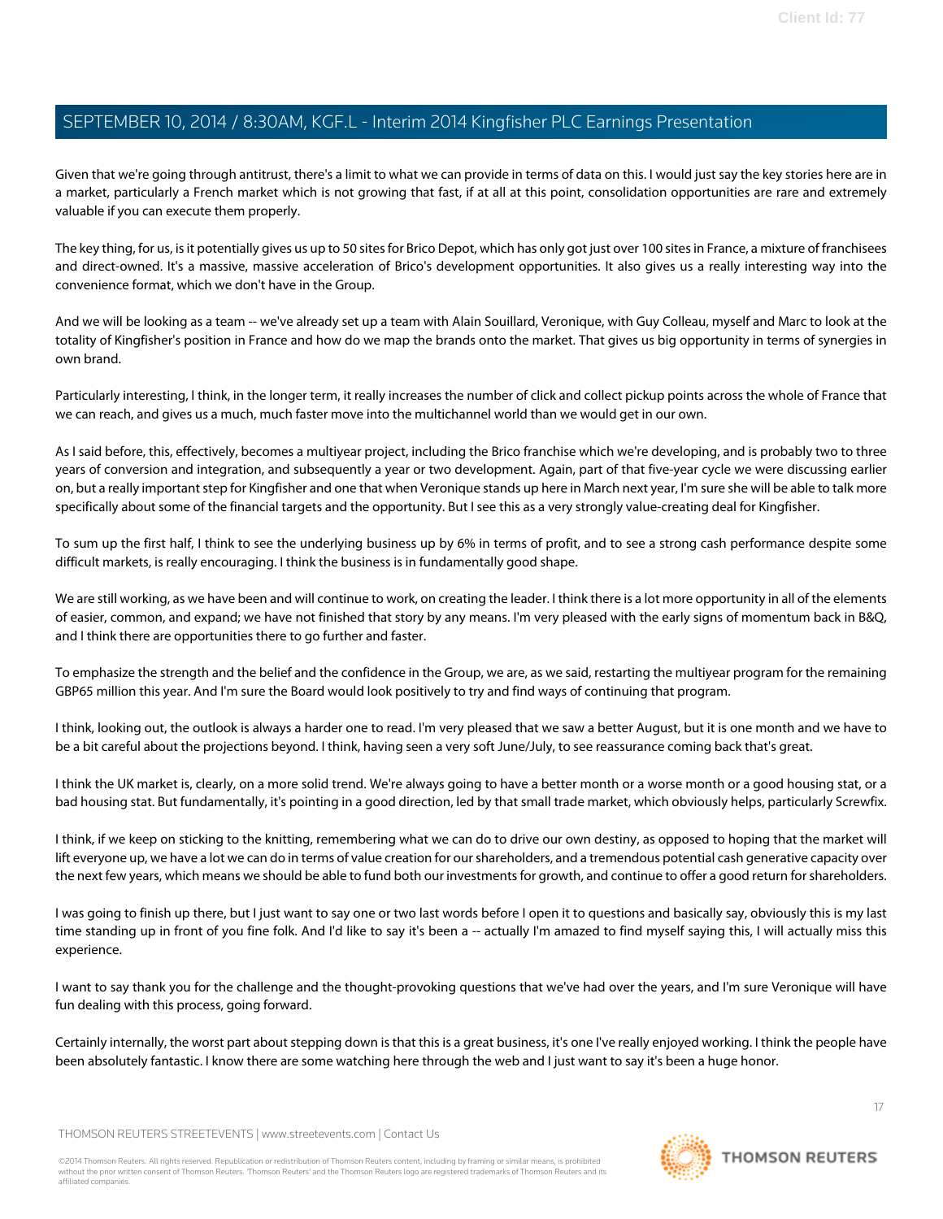Given that we're going through antitrust, there's a limit to what we can provide in terms of data on this. I would just say the key stories here are in a market, particularly a French market which is not growing that fast, if at all at this point, consolidation opportunities are rare and extremely valuable if you can execute them properly.

The key thing, for us, is it potentially gives us up to 50 sites for Brico Depot, which has only got just over 100 sites in France, a mixture of franchisees and direct-owned. It's a massive, massive acceleration of Brico's development opportunities. It also gives us a really interesting way into the convenience format, which we don't have in the Group.

And we will be looking as a team -- we've already set up a team with Alain Souillard, Veronique, with Guy Colleau, myself and Marc to look at the totality of Kingfisher's position in France and how do we map the brands onto the market. That gives us big opportunity in terms of synergies in own brand.

Particularly interesting, I think, in the longer term, it really increases the number of click and collect pickup points across the whole of France that we can reach, and gives us a much, much faster move into the multichannel world than we would get in our own.

As I said before, this, effectively, becomes a multiyear project, including the Brico franchise which we're developing, and is probably two to three years of conversion and integration, and subsequently a year or two development. Again, part of that five-year cycle we were discussing earlier on, but a really important step for Kingfisher and one that when Veronique stands up here in March next year, I'm sure she will be able to talk more specifically about some of the financial targets and the opportunity. But I see this as a very strongly value-creating deal for Kingfisher.

To sum up the first half, I think to see the underlying business up by 6% in terms of profit, and to see a strong cash performance despite some difficult markets, is really encouraging. I think the business is in fundamentally good shape.

We are still working, as we have been and will continue to work, on creating the leader. I think there is a lot more opportunity in all of the elements of easier, common, and expand; we have not finished that story by any means. I'm very pleased with the early signs of momentum back in B&Q, and I think there are opportunities there to go further and faster.

To emphasize the strength and the belief and the confidence in the Group, we are, as we said, restarting the multiyear program for the remaining GBP65 million this year. And I'm sure the Board would look positively to try and find ways of continuing that program.

I think, looking out, the outlook is always a harder one to read. I'm very pleased that we saw a better August, but it is one month and we have to be a bit careful about the projections beyond. I think, having seen a very soft June/July, to see reassurance coming back that's great.

I think the UK market is, clearly, on a more solid trend. We're always going to have a better month or a worse month or a good housing stat, or a bad housing stat. But fundamentally, it's pointing in a good direction, led by that small trade market, which obviously helps, particularly Screwfix.

I think, if we keep on sticking to the knitting, remembering what we can do to drive our own destiny, as opposed to hoping that the market will lift everyone up, we have a lot we can do in terms of value creation for our shareholders, and a tremendous potential cash generative capacity over the next few years, which means we should be able to fund both our investments for growth, and continue to offer a good return for shareholders.

I was going to finish up there, but I just want to say one or two last words before I open it to questions and basically say, obviously this is my last time standing up in front of you fine folk. And I'd like to say it's been a -- actually I'm amazed to find myself saying this, I will actually miss this experience.

I want to say thank you for the challenge and the thought-provoking questions that we've had over the years, and I'm sure Veronique will have fun dealing with this process, going forward.

Certainly internally, the worst part about stepping down is that this is a great business, it's one I've really enjoyed working. I think the people have been absolutely fantastic. I know there are some watching here through the web and I just want to say it's been a huge honor.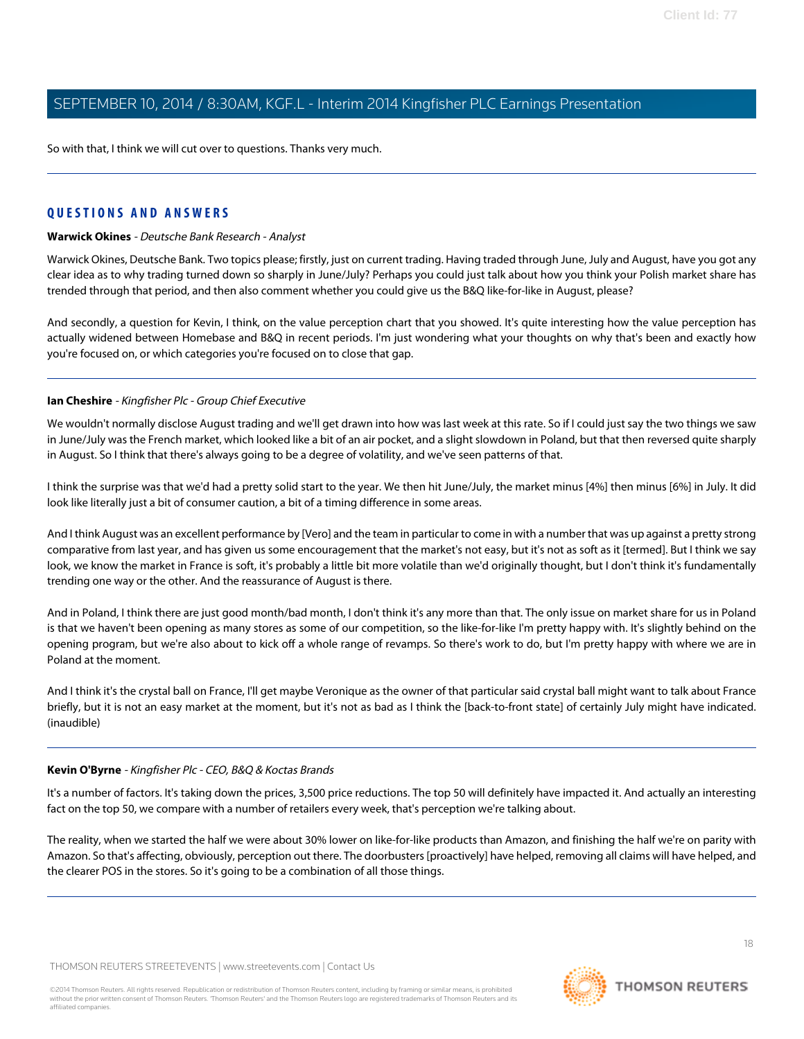So with that, I think we will cut over to questions. Thanks very much.

## QUESTIONS AND ANSWERS

**Warwick Okines** - *Deutsche Bank Research - Analyst*

Warwick Okines, Deutsche Bank. Two topics please; firstly, just on current trading. Having traded through June, July and August, have you got any clear idea as to why trading turned down so sharply in June/July? Perhaps you could just talk about how you think your Polish market share has trended through that period, and then also comment whether you could give us the B&Q like-for-like in August, please?

And secondly, a question for Kevin, I think, on the value perception chart that you showed. It's quite interesting how the value perception has actually widened between Homebase and B&Q in recent periods. I'm just wondering what your thoughts on why that's been and exactly how you're focused on, or which categories you're focused on to close that gap.

**Ian Cheshire** - *Kingfisher Plc - Group Chief Executive*

We wouldn't normally disclose August trading and we'll get drawn into how was last week at this rate. So if I could just say the two things we saw in June/July was the French market, which looked like a bit of an air pocket, and a slight slowdown in Poland, but that then reversed quite sharply in August. So I think that there's always going to be a degree of volatility, and we've seen patterns of that.

I think the surprise was that we'd had a pretty solid start to the year. We then hit June/July, the market minus [4%] then minus [6%] in July. It did look like literally just a bit of consumer caution, a bit of a timing difference in some areas.

And I think August was an excellent performance by [Vero] and the team in particular to come in with a number that was up against a pretty strong comparative from last year, and has given us some encouragement that the market's not easy, but it's not as soft as it [termed]. But I think we say look, we know the market in France is soft, it's probably a little bit more volatile than we'd originally thought, but I don't think it's fundamentally trending one way or the other. And the reassurance of August is there.

And in Poland, I think there are just good month/bad month, I don't think it's any more than that. The only issue on market share for us in Poland is that we haven't been opening as many stores as some of our competition, so the like-for-like I'm pretty happy with. It's slightly behind on the opening program, but we're also about to kick off a whole range of revamps. So there's work to do, but I'm pretty happy with where we are in Poland at the moment.

And I think it's the crystal ball on France, I'll get maybe Veronique as the owner of that particular said crystal ball might want to talk about France briefly, but it is not an easy market at the moment, but it's not as bad as I think the [back-to-front state] of certainly July might have indicated. (inaudible)

**Kevin O'Byrne** - *Kingfisher Plc - CEO, B&Q & Koctas Brands*

It's a number of factors. It's taking down the prices, 3,500 price reductions. The top 50 will definitely have impacted it. And actually an interesting fact on the top 50, we compare with a number of retailers every week, that's perception we're talking about.

The reality, when we started the half we were about 30% lower on like-for-like products than Amazon, and finishing the half we're on parity with Amazon. So that's affecting, obviously, perception out there. The doorbusters [proactively] have helped, removing all claims will have helped, and the clearer POS in the stores. So it's going to be a combination of all those things.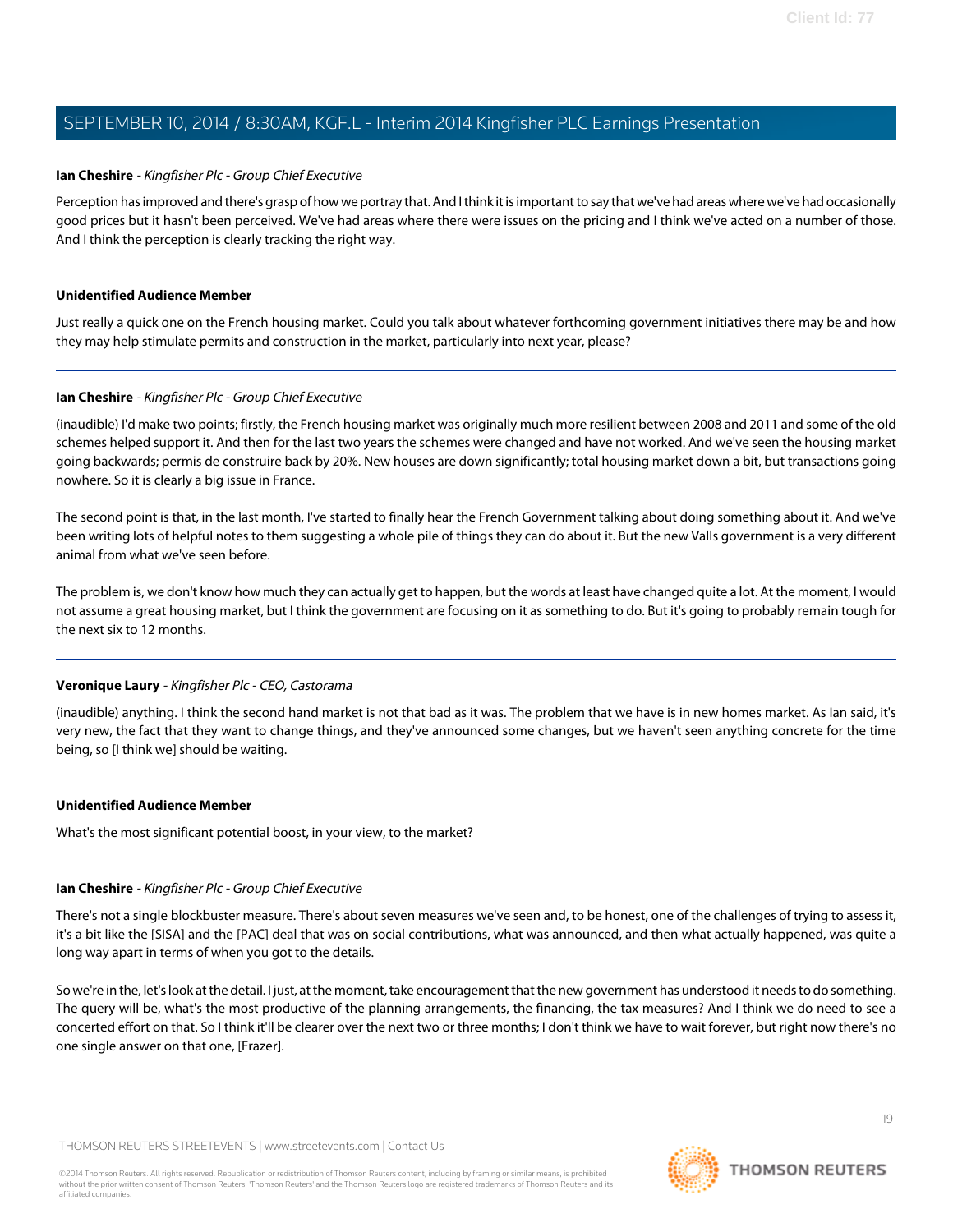**Ian Cheshire** - *Kingfisher Plc - Group Chief Executive*

Perception has improved and there's grasp of how we portray that. And I think it is important to say that we've had areas where we've had occasionally good prices but it hasn't been perceived. We've had areas where there were issues on the pricing and I think we've acted on a number of those. And I think the perception is clearly tracking the right way.

---

**Unidentified Audience Member**

Just really a quick one on the French housing market. Could you talk about whatever forthcoming government initiatives there may be and how they may help stimulate permits and construction in the market, particularly into next year, please?

---

**Ian Cheshire** - *Kingfisher Plc - Group Chief Executive*

(inaudible) I'd make two points; firstly, the French housing market was originally much more resilient between 2008 and 2011 and some of the old schemes helped support it. And then for the last two years the schemes were changed and have not worked. And we've seen the housing market going backwards; permis de construire back by 20%. New houses are down significantly; total housing market down a bit, but transactions going nowhere. So it is clearly a big issue in France.

The second point is that, in the last month, I've started to finally hear the French Government talking about doing something about it. And we've been writing lots of helpful notes to them suggesting a whole pile of things they can do about it. But the new Valls government is a very different animal from what we've seen before.

The problem is, we don't know how much they can actually get to happen, but the words at least have changed quite a lot. At the moment, I would not assume a great housing market, but I think the government are focusing on it as something to do. But it's going to probably remain tough for the next six to 12 months.

---

**Veronique Laury** - *Kingfisher Plc - CEO, Castorama*

(inaudible) anything. I think the second hand market is not that bad as it was. The problem that we have is in new homes market. As Ian said, it's very new, the fact that they want to change things, and they've announced some changes, but we haven't seen anything concrete for the time being, so [I think we] should be waiting.

---

**Unidentified Audience Member**

What's the most significant potential boost, in your view, to the market?

---

**Ian Cheshire** - *Kingfisher Plc - Group Chief Executive*

There's not a single blockbuster measure. There's about seven measures we've seen and, to be honest, one of the challenges of trying to assess it, it's a bit like the [SISA] and the [PAC] deal that was on social contributions, what was announced, and then what actually happened, was quite a long way apart in terms of when you got to the details.

So we're in the, let's look at the detail. I just, at the moment, take encouragement that the new government has understood it needs to do something. The query will be, what's the most productive of the planning arrangements, the financing, the tax measures? And I think we do need to see a concerted effort on that. So I think it'll be clearer over the next two or three months; I don't think we have to wait forever, but right now there's no one single answer on that one, [Frazer].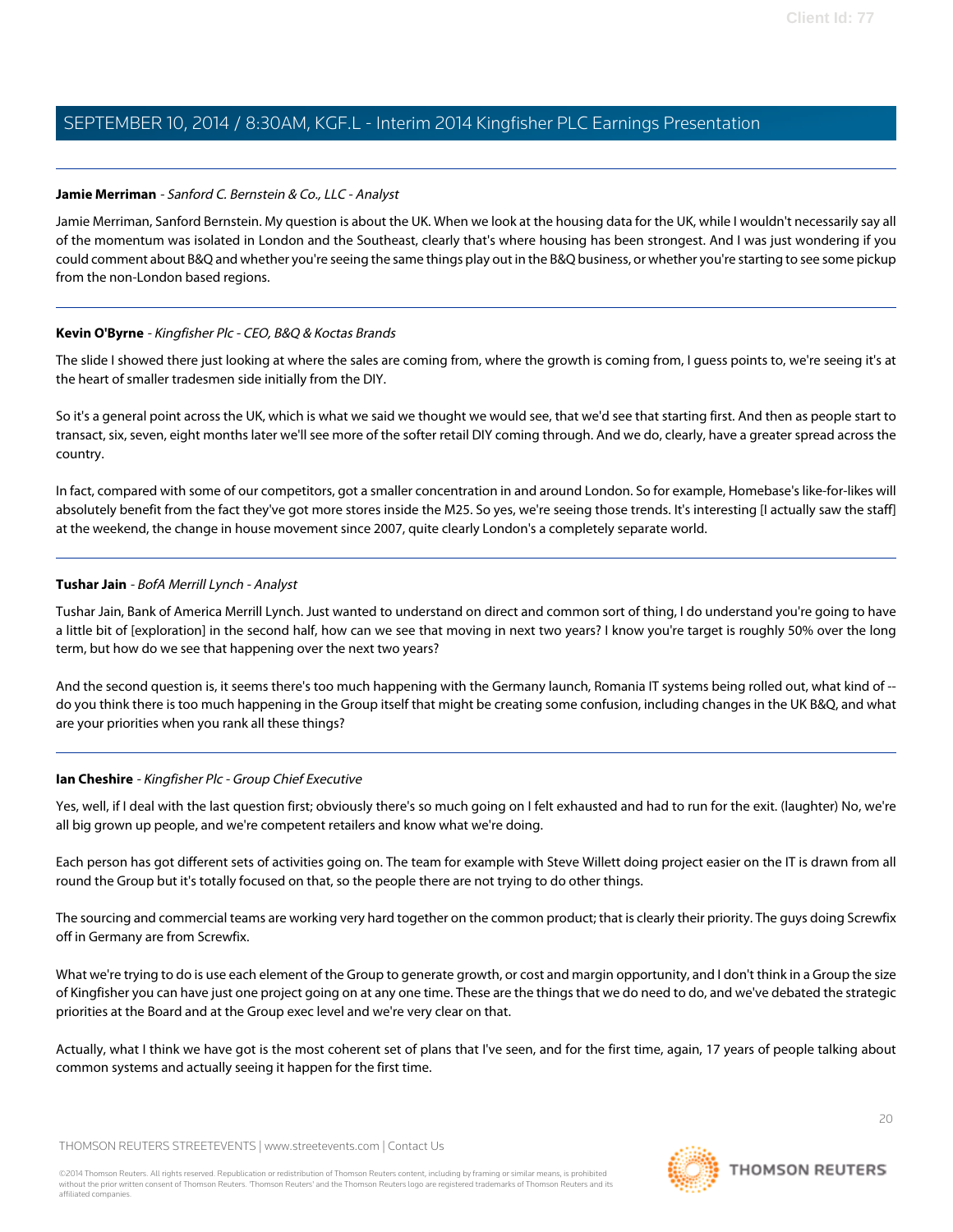**Jamie Merriman** - *Sanford C. Bernstein & Co., LLC - Analyst*

Jamie Merriman, Sanford Bernstein. My question is about the UK. When we look at the housing data for the UK, while I wouldn't necessarily say all of the momentum was isolated in London and the Southeast, clearly that's where housing has been strongest. And I was just wondering if you could comment about B&Q and whether you're seeing the same things play out in the B&Q business, or whether you're starting to see some pickup from the non-London based regions.

---

**Kevin O'Byrne** - *Kingfisher Plc - CEO, B&Q & Koctas Brands*

The slide I showed there just looking at where the sales are coming from, where the growth is coming from, I guess points to, we're seeing it's at the heart of smaller tradesmen side initially from the DIY.

So it's a general point across the UK, which is what we said we thought we would see, that we'd see that starting first. And then as people start to transact, six, seven, eight months later we'll see more of the softer retail DIY coming through. And we do, clearly, have a greater spread across the country.

In fact, compared with some of our competitors, got a smaller concentration in and around London. So for example, Homebase's like-for-likes will absolutely benefit from the fact they've got more stores inside the M25. So yes, we're seeing those trends. It's interesting [I actually saw the staff] at the weekend, the change in house movement since 2007, quite clearly London's a completely separate world.

---

**Tushar Jain** - *BofA Merrill Lynch - Analyst*

Tushar Jain, Bank of America Merrill Lynch. Just wanted to understand on direct and common sort of thing, I do understand you're going to have a little bit of [exploration] in the second half, how can we see that moving in next two years? I know you're target is roughly 50% over the long term, but how do we see that happening over the next two years?

And the second question is, it seems there's too much happening with the Germany launch, Romania IT systems being rolled out, what kind of -- do you think there is too much happening in the Group itself that might be creating some confusion, including changes in the UK B&Q, and what are your priorities when you rank all these things?

---

**Ian Cheshire** - *Kingfisher Plc - Group Chief Executive*

Yes, well, if I deal with the last question first; obviously there's so much going on I felt exhausted and had to run for the exit. (laughter) No, we're all big grown up people, and we're competent retailers and know what we're doing.

Each person has got different sets of activities going on. The team for example with Steve Willett doing project easier on the IT is drawn from all round the Group but it's totally focused on that, so the people there are not trying to do other things.

The sourcing and commercial teams are working very hard together on the common product; that is clearly their priority. The guys doing Screwfix off in Germany are from Screwfix.

What we're trying to do is use each element of the Group to generate growth, or cost and margin opportunity, and I don't think in a Group the size of Kingfisher you can have just one project going on at any one time. These are the things that we do need to do, and we've debated the strategic priorities at the Board and at the Group exec level and we're very clear on that.

Actually, what I think we have got is the most coherent set of plans that I've seen, and for the first time, again, 17 years of people talking about common systems and actually seeing it happen for the first time.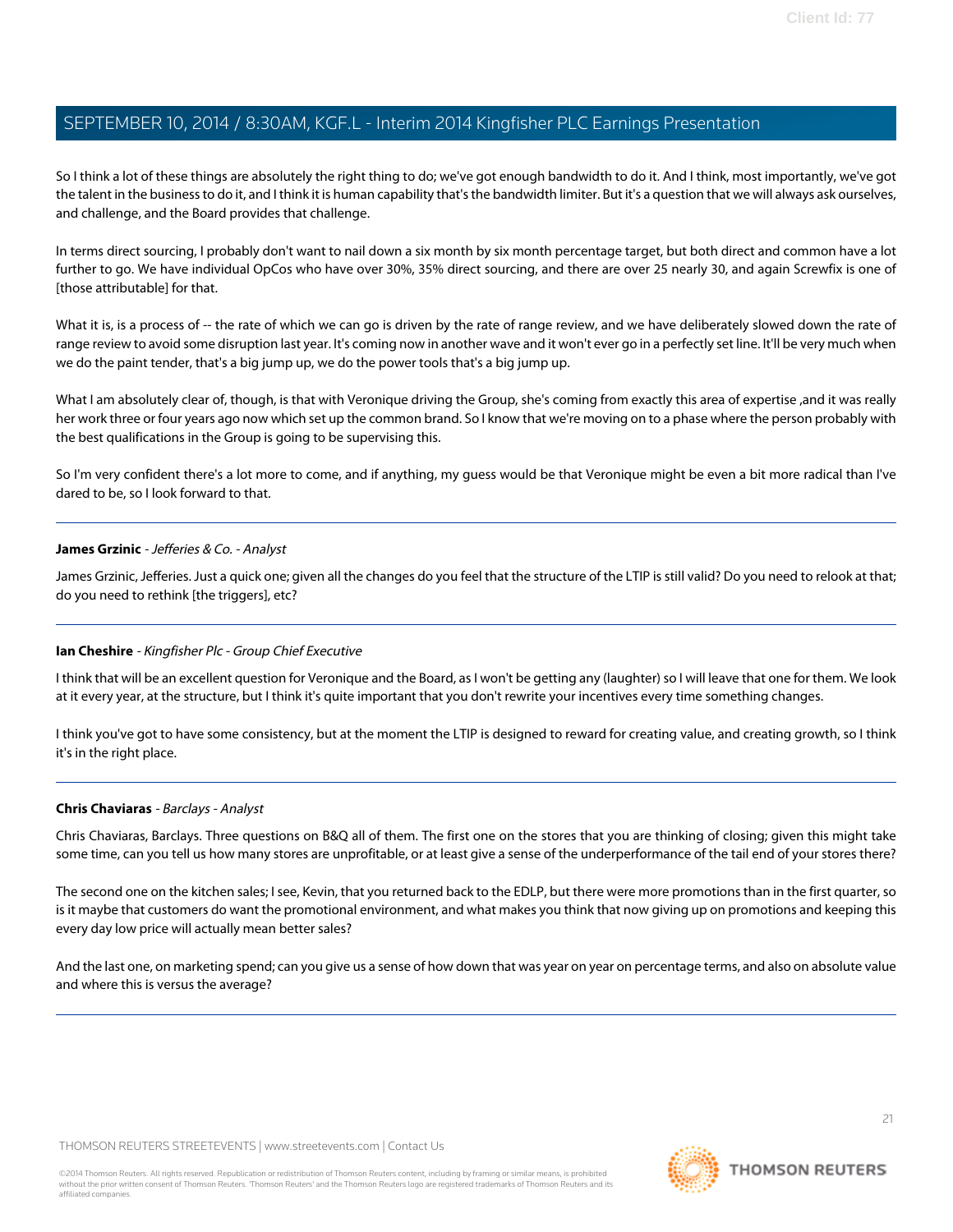So I think a lot of these things are absolutely the right thing to do; we've got enough bandwidth to do it. And I think, most importantly, we've got the talent in the business to do it, and I think it is human capability that's the bandwidth limiter. But it's a question that we will always ask ourselves, and challenge, and the Board provides that challenge.

In terms direct sourcing, I probably don't want to nail down a six month by six month percentage target, but both direct and common have a lot further to go. We have individual OpCos who have over 30%, 35% direct sourcing, and there are over 25 nearly 30, and again Screwfix is one of [those attributable] for that.

What it is, is a process of -- the rate of which we can go is driven by the rate of range review, and we have deliberately slowed down the rate of range review to avoid some disruption last year. It's coming now in another wave and it won't ever go in a perfectly set line. It'll be very much when we do the paint tender, that's a big jump up, we do the power tools that's a big jump up.

What I am absolutely clear of, though, is that with Veronique driving the Group, she's coming from exactly this area of expertise ,and it was really her work three or four years ago now which set up the common brand. So I know that we're moving on to a phase where the person probably with the best qualifications in the Group is going to be supervising this.

So I'm very confident there's a lot more to come, and if anything, my guess would be that Veronique might be even a bit more radical than I've dared to be, so I look forward to that.

---

**James Grzinic** - *Jefferies & Co. - Analyst*

James Grzinic, Jefferies. Just a quick one; given all the changes do you feel that the structure of the LTIP is still valid? Do you need to relook at that; do you need to rethink [the triggers], etc?

---

**Ian Cheshire** - *Kingfisher Plc - Group Chief Executive*

I think that will be an excellent question for Veronique and the Board, as I won't be getting any (laughter) so I will leave that one for them. We look at it every year, at the structure, but I think it's quite important that you don't rewrite your incentives every time something changes.

I think you've got to have some consistency, but at the moment the LTIP is designed to reward for creating value, and creating growth, so I think it's in the right place.

---

**Chris Chaviaras** - *Barclays - Analyst*

Chris Chaviaras, Barclays. Three questions on B&Q all of them. The first one on the stores that you are thinking of closing; given this might take some time, can you tell us how many stores are unprofitable, or at least give a sense of the underperformance of the tail end of your stores there?

The second one on the kitchen sales; I see, Kevin, that you returned back to the EDLP, but there were more promotions than in the first quarter, so is it maybe that customers do want the promotional environment, and what makes you think that now giving up on promotions and keeping this every day low price will actually mean better sales?

And the last one, on marketing spend; can you give us a sense of how down that was year on year on percentage terms, and also on absolute value and where this is versus the average?

---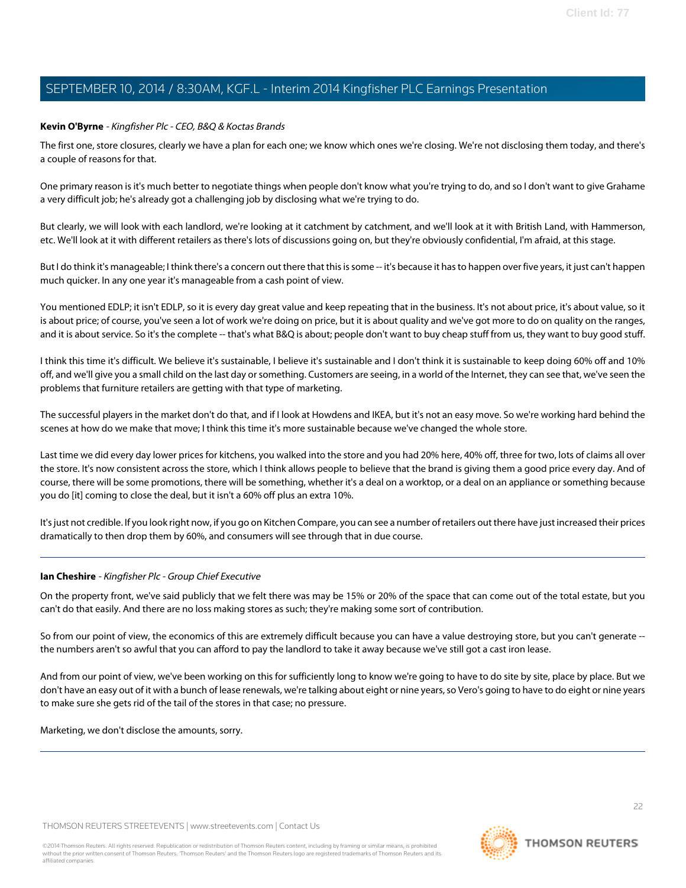**Kevin O'Byrne** - *Kingfisher Plc - CEO, B&Q & Koctas Brands*

The first one, store closures, clearly we have a plan for each one; we know which ones we're closing. We're not disclosing them today, and there's a couple of reasons for that.

One primary reason is it's much better to negotiate things when people don't know what you're trying to do, and so I don't want to give Grahame a very difficult job; he's already got a challenging job by disclosing what we're trying to do.

But clearly, we will look with each landlord, we're looking at it catchment by catchment, and we'll look at it with British Land, with Hammerson, etc. We'll look at it with different retailers as there's lots of discussions going on, but they're obviously confidential, I'm afraid, at this stage.

But I do think it's manageable; I think there's a concern out there that this is some -- it's because it has to happen over five years, it just can't happen much quicker. In any one year it's manageable from a cash point of view.

You mentioned EDLP; it isn't EDLP, so it is every day great value and keep repeating that in the business. It's not about price, it's about value, so it is about price; of course, you've seen a lot of work we're doing on price, but it is about quality and we've got more to do on quality on the ranges, and it is about service. So it's the complete -- that's what B&Q is about; people don't want to buy cheap stuff from us, they want to buy good stuff.

I think this time it's difficult. We believe it's sustainable, I believe it's sustainable and I don't think it is sustainable to keep doing 60% off and 10% off, and we'll give you a small child on the last day or something. Customers are seeing, in a world of the Internet, they can see that, we've seen the problems that furniture retailers are getting with that type of marketing.

The successful players in the market don't do that, and if I look at Howdens and IKEA, but it's not an easy move. So we're working hard behind the scenes at how do we make that move; I think this time it's more sustainable because we've changed the whole store.

Last time we did every day lower prices for kitchens, you walked into the store and you had 20% here, 40% off, three for two, lots of claims all over the store. It's now consistent across the store, which I think allows people to believe that the brand is giving them a good price every day. And of course, there will be some promotions, there will be something, whether it's a deal on a worktop, or a deal on an appliance or something because you do [it] coming to close the deal, but it isn't a 60% off plus an extra 10%.

It's just not credible. If you look right now, if you go on Kitchen Compare, you can see a number of retailers out there have just increased their prices dramatically to then drop them by 60%, and consumers will see through that in due course.

---

**Ian Cheshire** - *Kingfisher Plc - Group Chief Executive*

On the property front, we've said publicly that we felt there was may be 15% or 20% of the space that can come out of the total estate, but you can't do that easily. And there are no loss making stores as such; they're making some sort of contribution.

So from our point of view, the economics of this are extremely difficult because you can have a value destroying store, but you can't generate -- the numbers aren't so awful that you can afford to pay the landlord to take it away because we've still got a cast iron lease.

And from our point of view, we've been working on this for sufficiently long to know we're going to have to do site by site, place by place. But we don't have an easy out of it with a bunch of lease renewals, we're talking about eight or nine years, so Vero's going to have to do eight or nine years to make sure she gets rid of the tail of the stores in that case; no pressure.

Marketing, we don't disclose the amounts, sorry.

---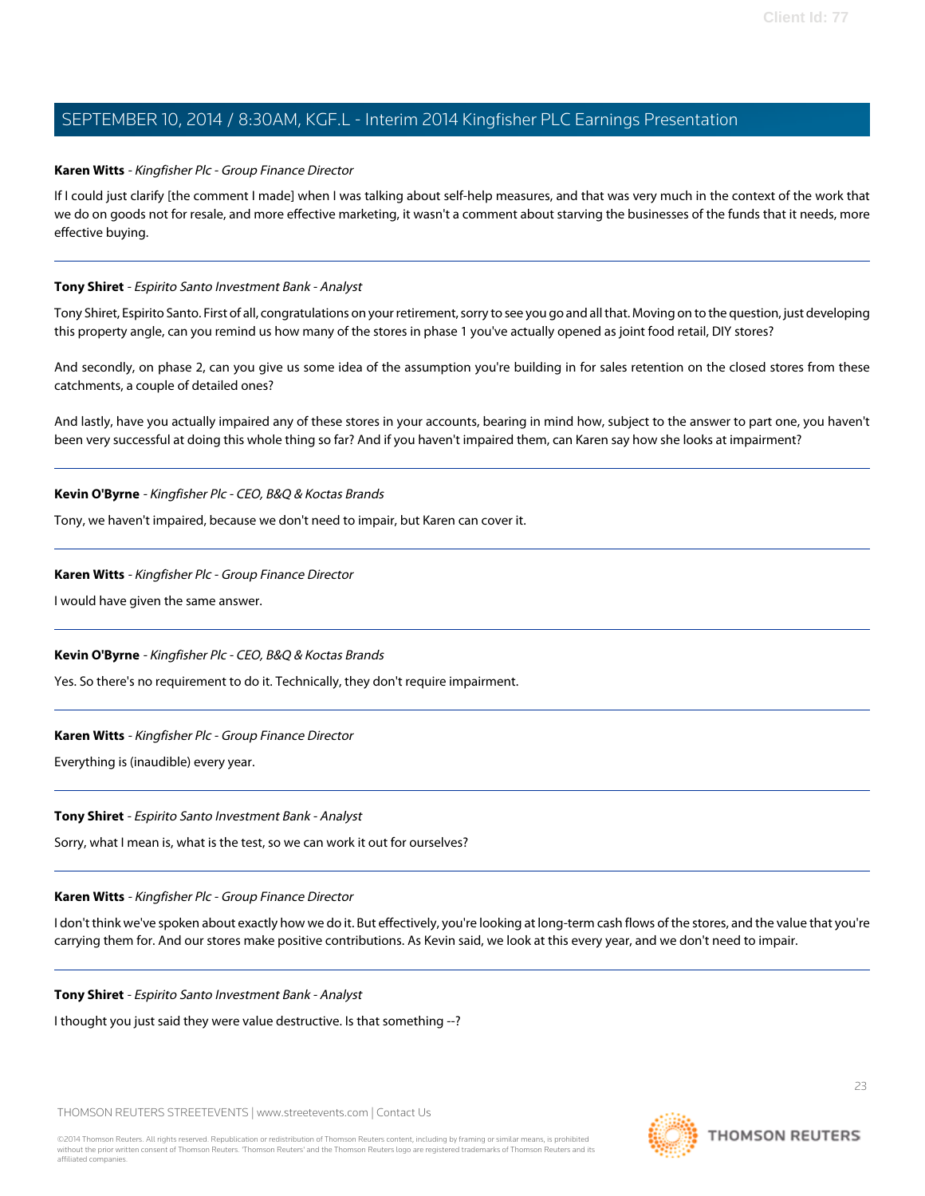**Karen Witts** - *Kingfisher Plc - Group Finance Director*

If I could just clarify [the comment I made] when I was talking about self-help measures, and that was very much in the context of the work that we do on goods not for resale, and more effective marketing, it wasn't a comment about starving the businesses of the funds that it needs, more effective buying.

---

**Tony Shiret** - *Espirito Santo Investment Bank - Analyst*

Tony Shiret, Espirito Santo. First of all, congratulations on your retirement, sorry to see you go and all that. Moving on to the question, just developing this property angle, can you remind us how many of the stores in phase 1 you've actually opened as joint food retail, DIY stores?

And secondly, on phase 2, can you give us some idea of the assumption you're building in for sales retention on the closed stores from these catchments, a couple of detailed ones?

And lastly, have you actually impaired any of these stores in your accounts, bearing in mind how, subject to the answer to part one, you haven't been very successful at doing this whole thing so far? And if you haven't impaired them, can Karen say how she looks at impairment?

---

**Kevin O'Byrne** - *Kingfisher Plc - CEO, B&Q & Koctas Brands*

Tony, we haven't impaired, because we don't need to impair, but Karen can cover it.

---

**Karen Witts** - *Kingfisher Plc - Group Finance Director*

I would have given the same answer.

---

**Kevin O'Byrne** - *Kingfisher Plc - CEO, B&Q & Koctas Brands*

Yes. So there's no requirement to do it. Technically, they don't require impairment.

---

**Karen Witts** - *Kingfisher Plc - Group Finance Director*

Everything is (inaudible) every year.

---

**Tony Shiret** - *Espirito Santo Investment Bank - Analyst*

Sorry, what I mean is, what is the test, so we can work it out for ourselves?

---

**Karen Witts** - *Kingfisher Plc - Group Finance Director*

I don't think we've spoken about exactly how we do it. But effectively, you're looking at long-term cash flows of the stores, and the value that you're carrying them for. And our stores make positive contributions. As Kevin said, we look at this every year, and we don't need to impair.

---

**Tony Shiret** - *Espirito Santo Investment Bank - Analyst*

I thought you just said they were value destructive. Is that something --?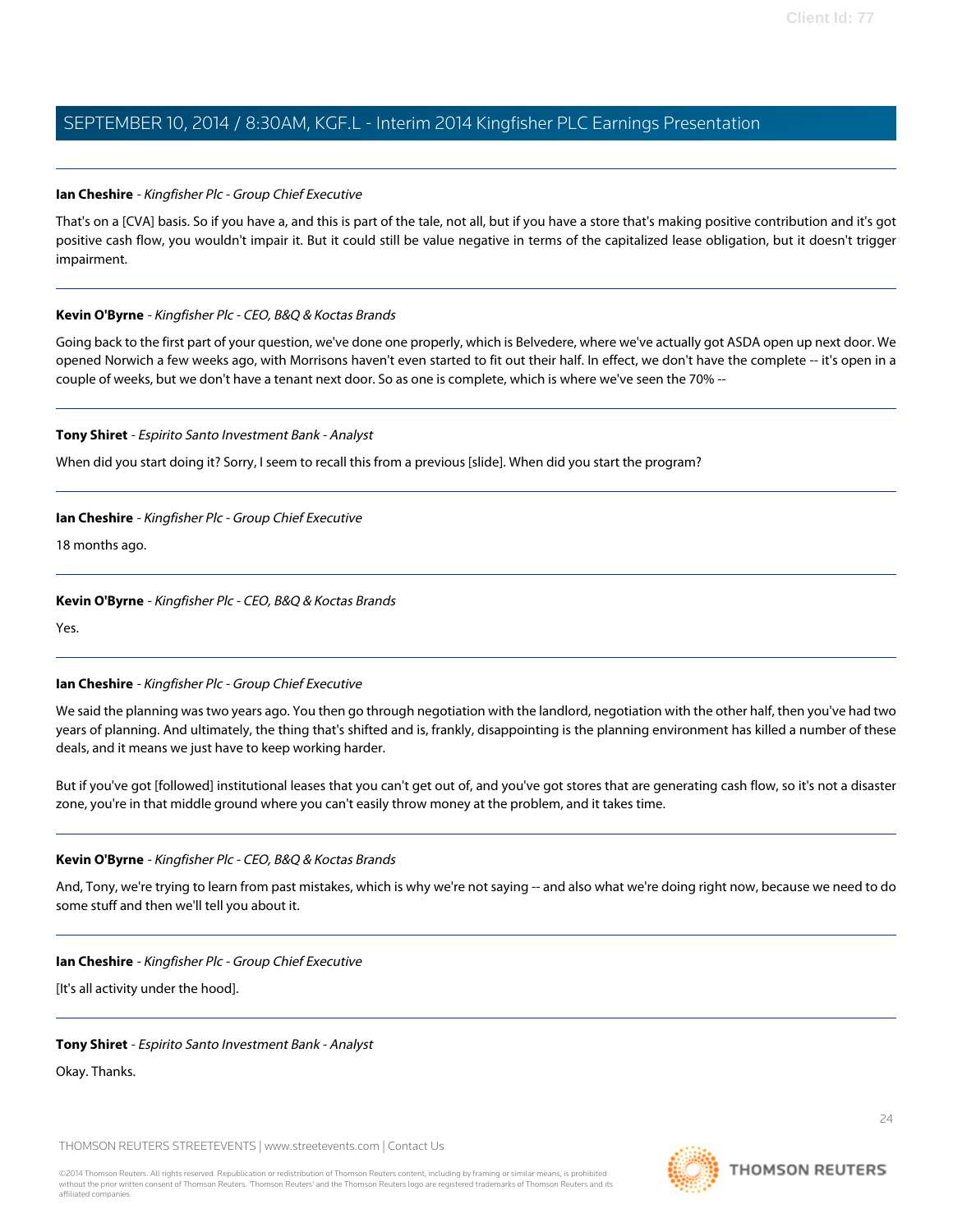**Ian Cheshire** - *Kingfisher Plc - Group Chief Executive*

That's on a [CVA] basis. So if you have a, and this is part of the tale, not all, but if you have a store that's making positive contribution and it's got positive cash flow, you wouldn't impair it. But it could still be value negative in terms of the capitalized lease obligation, but it doesn't trigger impairment.

---

**Kevin O'Byrne** - *Kingfisher Plc - CEO, B&Q & Koctas Brands*

Going back to the first part of your question, we've done one properly, which is Belvedere, where we've actually got ASDA open up next door. We opened Norwich a few weeks ago, with Morrisons haven't even started to fit out their half. In effect, we don't have the complete -- it's open in a couple of weeks, but we don't have a tenant next door. So as one is complete, which is where we've seen the 70% --

---

**Tony Shiret** - *Espirito Santo Investment Bank - Analyst*

When did you start doing it? Sorry, I seem to recall this from a previous [slide]. When did you start the program?

---

**Ian Cheshire** - *Kingfisher Plc - Group Chief Executive*

18 months ago.

---

**Kevin O'Byrne** - *Kingfisher Plc - CEO, B&Q & Koctas Brands*

Yes.

---

**Ian Cheshire** - *Kingfisher Plc - Group Chief Executive*

We said the planning was two years ago. You then go through negotiation with the landlord, negotiation with the other half, then you've had two years of planning. And ultimately, the thing that's shifted and is, frankly, disappointing is the planning environment has killed a number of these deals, and it means we just have to keep working harder.

But if you've got [followed] institutional leases that you can't get out of, and you've got stores that are generating cash flow, so it's not a disaster zone, you're in that middle ground where you can't easily throw money at the problem, and it takes time.

---

**Kevin O'Byrne** - *Kingfisher Plc - CEO, B&Q & Koctas Brands*

And, Tony, we're trying to learn from past mistakes, which is why we're not saying -- and also what we're doing right now, because we need to do some stuff and then we'll tell you about it.

---

**Ian Cheshire** - *Kingfisher Plc - Group Chief Executive*

[It's all activity under the hood].

---

**Tony Shiret** - *Espirito Santo Investment Bank - Analyst*

Okay. Thanks.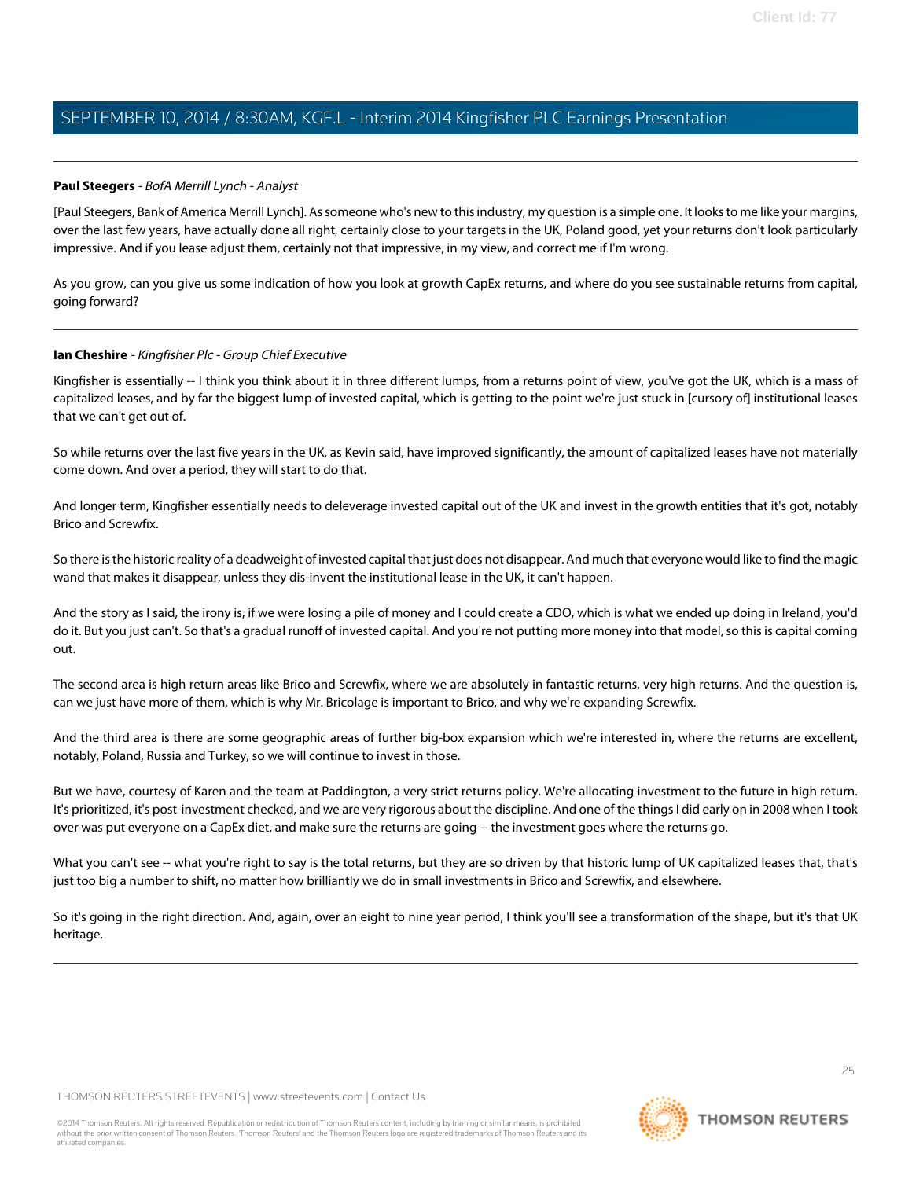**Paul Steegers** - *BofA Merrill Lynch - Analyst*

[Paul Steegers, Bank of America Merrill Lynch]. As someone who's new to this industry, my question is a simple one. It looks to me like your margins, over the last few years, have actually done all right, certainly close to your targets in the UK, Poland good, yet your returns don't look particularly impressive. And if you lease adjust them, certainly not that impressive, in my view, and correct me if I'm wrong.

As you grow, can you give us some indication of how you look at growth CapEx returns, and where do you see sustainable returns from capital, going forward?

---

**Ian Cheshire** - *Kingfisher Plc - Group Chief Executive*

Kingfisher is essentially -- I think you think about it in three different lumps, from a returns point of view, you've got the UK, which is a mass of capitalized leases, and by far the biggest lump of invested capital, which is getting to the point we're just stuck in [cursory of] institutional leases that we can't get out of.

So while returns over the last five years in the UK, as Kevin said, have improved significantly, the amount of capitalized leases have not materially come down. And over a period, they will start to do that.

And longer term, Kingfisher essentially needs to deleverage invested capital out of the UK and invest in the growth entities that it's got, notably Brico and Screwfix.

So there is the historic reality of a deadweight of invested capital that just does not disappear. And much that everyone would like to find the magic wand that makes it disappear, unless they dis-invent the institutional lease in the UK, it can't happen.

And the story as I said, the irony is, if we were losing a pile of money and I could create a CDO, which is what we ended up doing in Ireland, you'd do it. But you just can't. So that's a gradual runoff of invested capital. And you're not putting more money into that model, so this is capital coming out.

The second area is high return areas like Brico and Screwfix, where we are absolutely in fantastic returns, very high returns. And the question is, can we just have more of them, which is why Mr. Bricolage is important to Brico, and why we're expanding Screwfix.

And the third area is there are some geographic areas of further big-box expansion which we're interested in, where the returns are excellent, notably, Poland, Russia and Turkey, so we will continue to invest in those.

But we have, courtesy of Karen and the team at Paddington, a very strict returns policy. We're allocating investment to the future in high return. It's prioritized, it's post-investment checked, and we are very rigorous about the discipline. And one of the things I did early on in 2008 when I took over was put everyone on a CapEx diet, and make sure the returns are going -- the investment goes where the returns go.

What you can't see -- what you're right to say is the total returns, but they are so driven by that historic lump of UK capitalized leases that, that's just too big a number to shift, no matter how brilliantly we do in small investments in Brico and Screwfix, and elsewhere.

So it's going in the right direction. And, again, over an eight to nine year period, I think you'll see a transformation of the shape, but it's that UK heritage.

---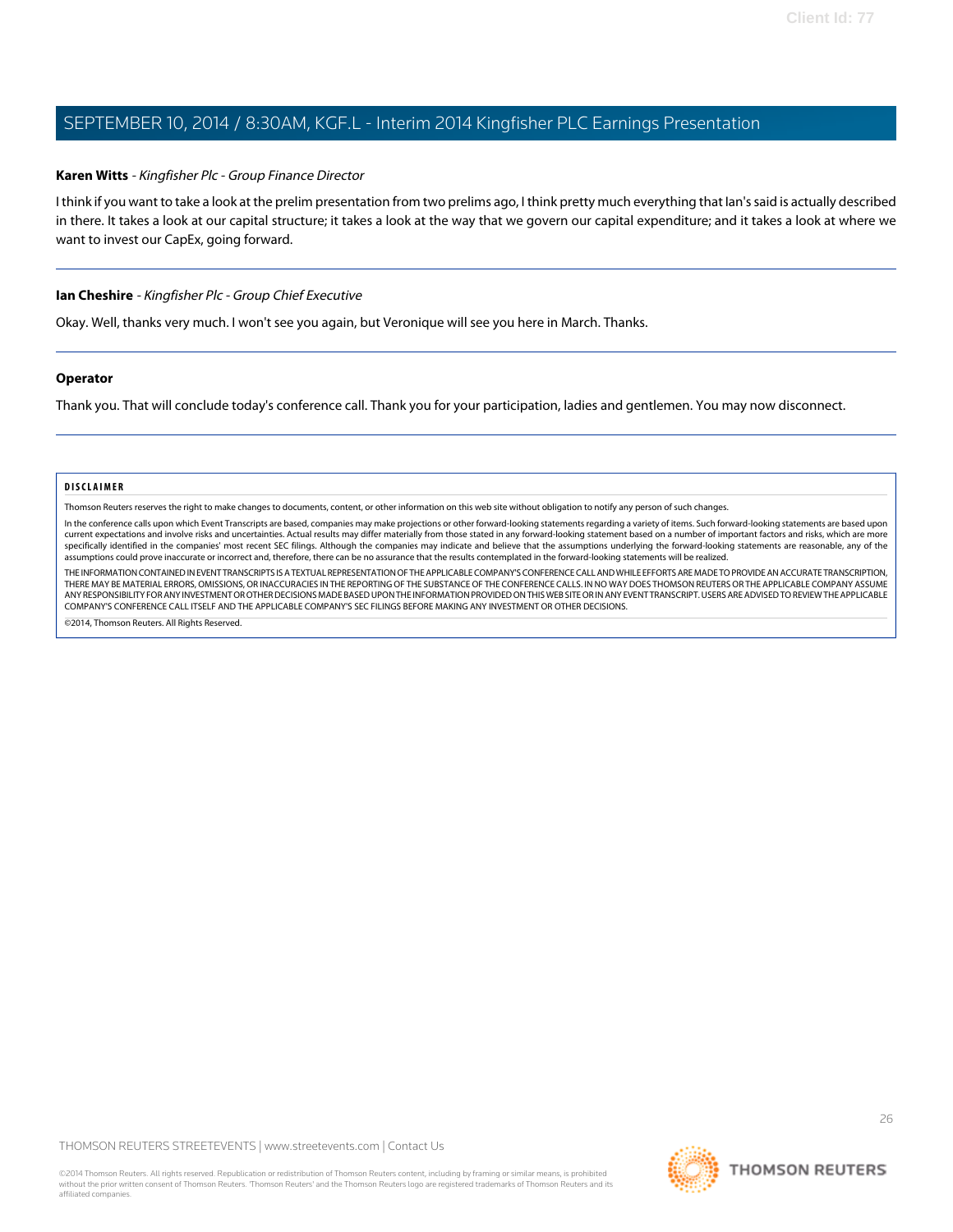**Karen Witts** - *Kingfisher Plc - Group Finance Director*

I think if you want to take a look at the prelim presentation from two prelims ago, I think pretty much everything that Ian's said is actually described in there. It takes a look at our capital structure; it takes a look at the way that we govern our capital expenditure; and it takes a look at where we want to invest our CapEx, going forward.

---

**Ian Cheshire** - *Kingfisher Plc - Group Chief Executive*

Okay. Well, thanks very much. I won't see you again, but Veronique will see you here in March. Thanks.

---

**Operator**

Thank you. That will conclude today's conference call. Thank you for your participation, ladies and gentlemen. You may now disconnect.

---

**DISCLAIMER**

Thomson Reuters reserves the right to make changes to documents, content, or other information on this web site without obligation to notify any person of such changes.

In the conference calls upon which Event Transcripts are based, companies may make projections or other forward-looking statements regarding a variety of items. Such forward-looking statements are based upon current expectations and involve risks and uncertainties. Actual results may differ materially from those stated in any forward-looking statement based on a number of important factors and risks, which are more specifically identified in the companies' most recent SEC filings. Although the companies may indicate and believe that the assumptions underlying the forward-looking statements are reasonable, any of the assumptions could prove inaccurate or incorrect and, therefore, there can be no assurance that the results contemplated in the forward-looking statements will be realized.

THE INFORMATION CONTAINED IN EVENT TRANSCRIPTS IS A TEXTUAL REPRESENTATION OF THE APPLICABLE COMPANY'S CONFERENCE CALL AND WHILE EFFORTS ARE MADE TO PROVIDE AN ACCURATE TRANSCRIPTION, THERE MAY BE MATERIAL ERRORS, OMISSIONS, OR INACCURACIES IN THE REPORTING OF THE SUBSTANCE OF THE CONFERENCE CALLS. IN NO WAY DOES THOMSON REUTERS OR THE APPLICABLE COMPANY ASSUME ANY RESPONSIBILITY FOR ANY INVESTMENT OR OTHER DECISIONS MADE BASED UPON THE INFORMATION PROVIDED ON THIS WEB SITE OR IN ANY EVENT TRANSCRIPT. USERS ARE ADVISED TO REVIEW THE APPLICABLE COMPANY'S CONFERENCE CALL ITSELF AND THE APPLICABLE COMPANY'S SEC FILINGS BEFORE MAKING ANY INVESTMENT OR OTHER DECISIONS.

©2014, Thomson Reuters. All Rights Reserved.